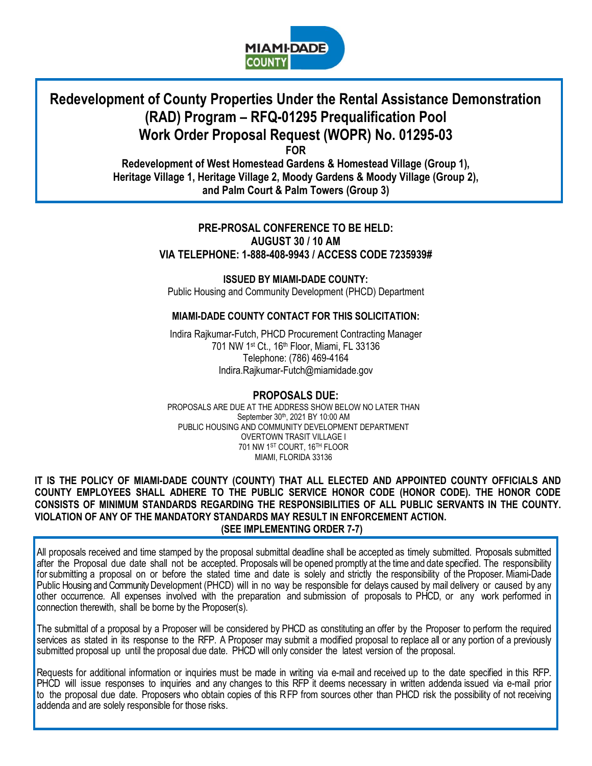# Redevelopment of County Properties Under the Rental Assistance Demonstration (RAD) Program – RFQ-01295 Prequalification Pool Work Order Proposal Request (WOPR) No. 01295-03

**FOR**

**Redevelopment of West Homestead Gardens & Homestead Village (Group 1), Heritage Village 1, Heritage Village 2, Moody Gardens & Moody Village (Group 2), and Palm Court & Palm Towers (Group 3)**

**PRE-PROSAL CONFERENCE TO BE HELD:**
**AUGUST 30 / 10 AM**
**VIA TELEPHONE: 1-888-408-9943 / ACCESS CODE 7235939#**

**ISSUED BY MIAMI-DADE COUNTY:**
Public Housing and Community Development (PHCD) Department

**MIAMI-DADE COUNTY CONTACT FOR THIS SOLICITATION:**

Indira Rajkumar-Futch, PHCD Procurement Contracting Manager
701 NW 1st Ct., 16th Floor, Miami, FL 33136
Telephone: (786) 469-4164
Indira.Rajkumar-Futch@miamidade.gov

**PROPOSALS DUE:**

PROPOSALS ARE DUE AT THE ADDRESS SHOW BELOW NO LATER THAN
September 30th, 2021 BY 10:00 AM
PUBLIC HOUSING AND COMMUNITY DEVELOPMENT DEPARTMENT
OVERTOWN TRASIT VILLAGE I
701 NW 1ST COURT, 16TH FLOOR
MIAMI, FLORIDA 33136

**IT IS THE POLICY OF MIAMI-DADE COUNTY (COUNTY) THAT ALL ELECTED AND APPOINTED COUNTY OFFICIALS AND COUNTY EMPLOYEES SHALL ADHERE TO THE PUBLIC SERVICE HONOR CODE (HONOR CODE). THE HONOR CODE CONSISTS OF MINIMUM STANDARDS REGARDING THE RESPONSIBILITIES OF ALL PUBLIC SERVANTS IN THE COUNTY. VIOLATION OF ANY OF THE MANDATORY STANDARDS MAY RESULT IN ENFORCEMENT ACTION. (SEE IMPLEMENTING ORDER 7-7)**

All proposals received and time stamped by the proposal submittal deadline shall be accepted as timely submitted. Proposals submitted after the Proposal due date shall not be accepted. Proposals will be opened promptly at the time and date specified. The responsibility for submitting a proposal on or before the stated time and date is solely and strictly the responsibility of the Proposer. Miami-Dade Public Housing and Community Development (PHCD) will in no way be responsible for delays caused by mail delivery or caused by any other occurrence. All expenses involved with the preparation and submission of proposals to PHCD, or any work performed in connection therewith, shall be borne by the Proposer(s).

The submittal of a proposal by a Proposer will be considered by PHCD as constituting an offer by the Proposer to perform the required services as stated in its response to the RFP. A Proposer may submit a modified proposal to replace all or any portion of a previously submitted proposal up until the proposal due date. PHCD will only consider the latest version of the proposal.

Requests for additional information or inquiries must be made in writing via e-mail and received up to the date specified in this RFP. PHCD will issue responses to inquiries and any changes to this RFP it deems necessary in written addenda issued via e-mail prior to the proposal due date. Proposers who obtain copies of this RFP from sources other than PHCD risk the possibility of not receiving addenda and are solely responsible for those risks.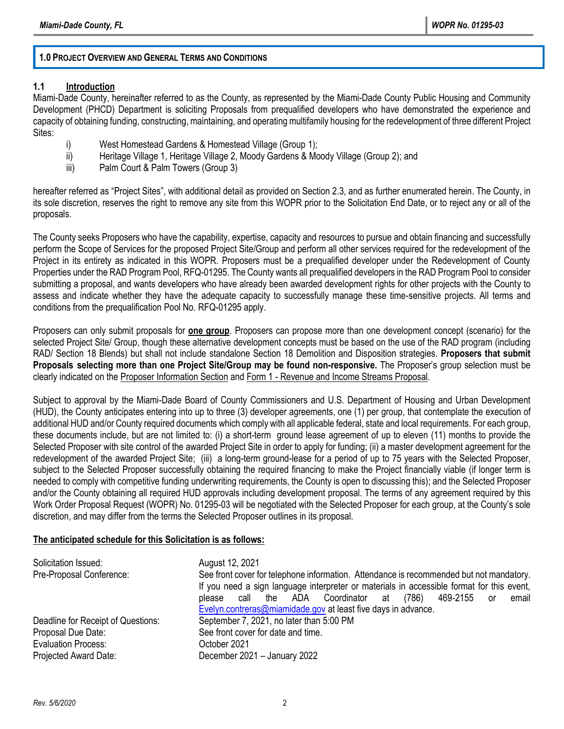## 1.0 PROJECT OVERVIEW AND GENERAL TERMS AND CONDITIONS

### 1.1 Introduction

Miami-Dade County, hereinafter referred to as the County, as represented by the Miami-Dade County Public Housing and Community Development (PHCD) Department is soliciting Proposals from prequalified developers who have demonstrated the experience and capacity of obtaining funding, constructing, maintaining, and operating multifamily housing for the redevelopment of three different Project Sites:

i) West Homestead Gardens & Homestead Village (Group 1);
ii) Heritage Village 1, Heritage Village 2, Moody Gardens & Moody Village (Group 2); and
iii) Palm Court & Palm Towers (Group 3)

hereafter referred as "Project Sites", with additional detail as provided on Section 2.3, and as further enumerated herein. The County, in its sole discretion, reserves the right to remove any site from this WOPR prior to the Solicitation End Date, or to reject any or all of the proposals.

The County seeks Proposers who have the capability, expertise, capacity and resources to pursue and obtain financing and successfully perform the Scope of Services for the proposed Project Site/Group and perform all other services required for the redevelopment of the Project in its entirety as indicated in this WOPR. Proposers must be a prequalified developer under the Redevelopment of County Properties under the RAD Program Pool, RFQ-01295. The County wants all prequalified developers in the RAD Program Pool to consider submitting a proposal, and wants developers who have already been awarded development rights for other projects with the County to assess and indicate whether they have the adequate capacity to successfully manage these time-sensitive projects. All terms and conditions from the prequalification Pool No. RFQ-01295 apply.

Proposers can only submit proposals for **one group**. Proposers can propose more than one development concept (scenario) for the selected Project Site/ Group, though these alternative development concepts must be based on the use of the RAD program (including RAD/ Section 18 Blends) but shall not include standalone Section 18 Demolition and Disposition strategies. **Proposers that submit Proposals selecting more than one Project Site/Group may be found non-responsive.** The Proposer's group selection must be clearly indicated on the Proposer Information Section and Form 1 - Revenue and Income Streams Proposal.

Subject to approval by the Miami-Dade Board of County Commissioners and U.S. Department of Housing and Urban Development (HUD), the County anticipates entering into up to three (3) developer agreements, one (1) per group, that contemplate the execution of additional HUD and/or County required documents which comply with all applicable federal, state and local requirements. For each group, these documents include, but are not limited to: (i) a short-term ground lease agreement of up to eleven (11) months to provide the Selected Proposer with site control of the awarded Project Site in order to apply for funding; (ii) a master development agreement for the redevelopment of the awarded Project Site; (iii) a long-term ground-lease for a period of up to 75 years with the Selected Proposer, subject to the Selected Proposer successfully obtaining the required financing to make the Project financially viable (if longer term is needed to comply with competitive funding underwriting requirements, the County is open to discussing this); and the Selected Proposer and/or the County obtaining all required HUD approvals including development proposal. The terms of any agreement required by this Work Order Proposal Request (WOPR) No. 01295-03 will be negotiated with the Selected Proposer for each group, at the County's sole discretion, and may differ from the terms the Selected Proposer outlines in its proposal.

**The anticipated schedule for this Solicitation is as follows:**

| | |
|---|---|
| Solicitation Issued: | August 12, 2021 |
| Pre-Proposal Conference: | See front cover for telephone information. Attendance is recommended but not mandatory. If you need a sign language interpreter or materials in accessible format for this event, please call the ADA Coordinator at (786) 469-2155 or email Evelyn.contreras@miamidade.gov at least five days in advance. |
| Deadline for Receipt of Questions: | September 7, 2021, no later than 5:00 PM |
| Proposal Due Date: | See front cover for date and time. |
| Evaluation Process: | October 2021 |
| Projected Award Date: | December 2021 – January 2022 |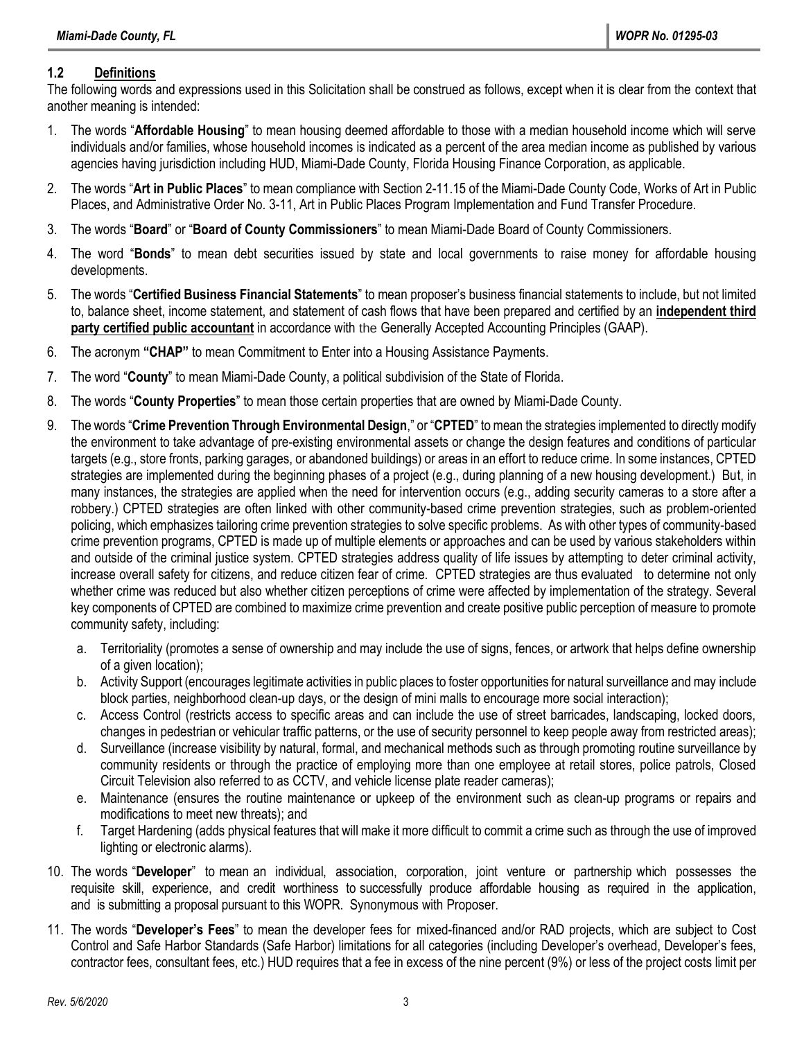## 1.2 Definitions

The following words and expressions used in this Solicitation shall be construed as follows, except when it is clear from the context that another meaning is intended:

1. The words "**Affordable Housing**" to mean housing deemed affordable to those with a median household income which will serve individuals and/or families, whose household incomes is indicated as a percent of the area median income as published by various agencies having jurisdiction including HUD, Miami-Dade County, Florida Housing Finance Corporation, as applicable.
2. The words "**Art in Public Places**" to mean compliance with Section 2-11.15 of the Miami-Dade County Code, Works of Art in Public Places, and Administrative Order No. 3-11, Art in Public Places Program Implementation and Fund Transfer Procedure.
3. The words "**Board**" or "**Board of County Commissioners**" to mean Miami-Dade Board of County Commissioners.
4. The word "**Bonds**" to mean debt securities issued by state and local governments to raise money for affordable housing developments.
5. The words "**Certified Business Financial Statements**" to mean proposer's business financial statements to include, but not limited to, balance sheet, income statement, and statement of cash flows that have been prepared and certified by an **independent third party certified public accountant** in accordance with the Generally Accepted Accounting Principles (GAAP).
6. The acronym **"CHAP"** to mean Commitment to Enter into a Housing Assistance Payments.
7. The word "**County**" to mean Miami-Dade County, a political subdivision of the State of Florida.
8. The words "**County Properties**" to mean those certain properties that are owned by Miami-Dade County.
9. The words "**Crime Prevention Through Environmental Design**," or "**CPTED**" to mean the strategies implemented to directly modify the environment to take advantage of pre-existing environmental assets or change the design features and conditions of particular targets (e.g., store fronts, parking garages, or abandoned buildings) or areas in an effort to reduce crime. In some instances, CPTED strategies are implemented during the beginning phases of a project (e.g., during planning of a new housing development.) But, in many instances, the strategies are applied when the need for intervention occurs (e.g., adding security cameras to a store after a robbery.) CPTED strategies are often linked with other community-based crime prevention strategies, such as problem-oriented policing, which emphasizes tailoring crime prevention strategies to solve specific problems. As with other types of community-based crime prevention programs, CPTED is made up of multiple elements or approaches and can be used by various stakeholders within and outside of the criminal justice system. CPTED strategies address quality of life issues by attempting to deter criminal activity, increase overall safety for citizens, and reduce citizen fear of crime. CPTED strategies are thus evaluated to determine not only whether crime was reduced but also whether citizen perceptions of crime were affected by implementation of the strategy. Several key components of CPTED are combined to maximize crime prevention and create positive public perception of measure to promote community safety, including:
   a. Territoriality (promotes a sense of ownership and may include the use of signs, fences, or artwork that helps define ownership of a given location);
   b. Activity Support (encourages legitimate activities in public places to foster opportunities for natural surveillance and may include block parties, neighborhood clean-up days, or the design of mini malls to encourage more social interaction);
   c. Access Control (restricts access to specific areas and can include the use of street barricades, landscaping, locked doors, changes in pedestrian or vehicular traffic patterns, or the use of security personnel to keep people away from restricted areas);
   d. Surveillance (increase visibility by natural, formal, and mechanical methods such as through promoting routine surveillance by community residents or through the practice of employing more than one employee at retail stores, police patrols, Closed Circuit Television also referred to as CCTV, and vehicle license plate reader cameras);
   e. Maintenance (ensures the routine maintenance or upkeep of the environment such as clean-up programs or repairs and modifications to meet new threats); and
   f. Target Hardening (adds physical features that will make it more difficult to commit a crime such as through the use of improved lighting or electronic alarms).
10. The words "**Developer**" to mean an individual, association, corporation, joint venture or partnership which possesses the requisite skill, experience, and credit worthiness to successfully produce affordable housing as required in the application, and is submitting a proposal pursuant to this WOPR. Synonymous with Proposer.
11. The words "**Developer's Fees**" to mean the developer fees for mixed-financed and/or RAD projects, which are subject to Cost Control and Safe Harbor Standards (Safe Harbor) limitations for all categories (including Developer's overhead, Developer's fees, contractor fees, consultant fees, etc.) HUD requires that a fee in excess of the nine percent (9%) or less of the project costs limit per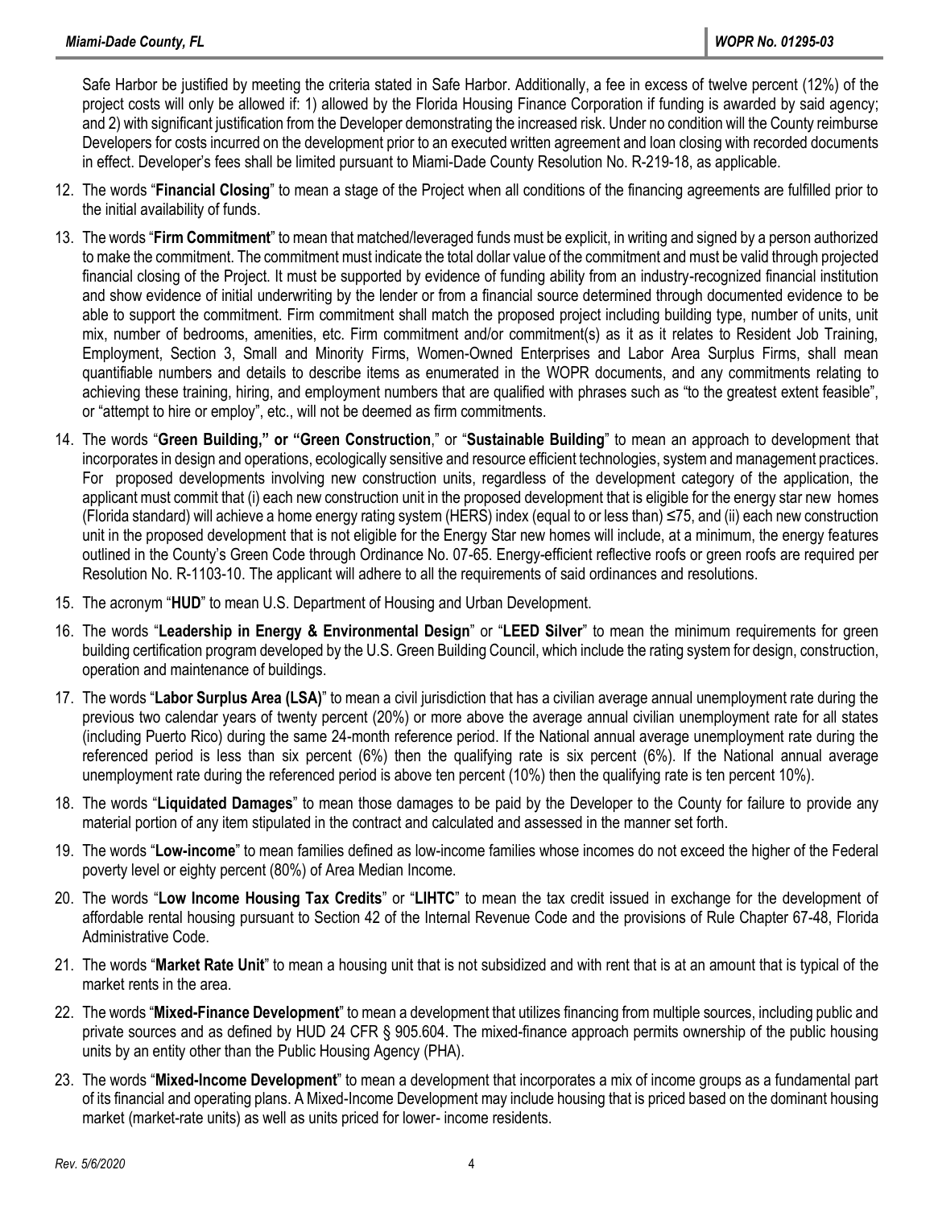Safe Harbor be justified by meeting the criteria stated in Safe Harbor. Additionally, a fee in excess of twelve percent (12%) of the project costs will only be allowed if: 1) allowed by the Florida Housing Finance Corporation if funding is awarded by said agency; and 2) with significant justification from the Developer demonstrating the increased risk. Under no condition will the County reimburse Developers for costs incurred on the development prior to an executed written agreement and loan closing with recorded documents in effect. Developer's fees shall be limited pursuant to Miami-Dade County Resolution No. R-219-18, as applicable.

12. The words "**Financial Closing**" to mean a stage of the Project when all conditions of the financing agreements are fulfilled prior to the initial availability of funds.

13. The words "**Firm Commitment**" to mean that matched/leveraged funds must be explicit, in writing and signed by a person authorized to make the commitment. The commitment must indicate the total dollar value of the commitment and must be valid through projected financial closing of the Project. It must be supported by evidence of funding ability from an industry-recognized financial institution and show evidence of initial underwriting by the lender or from a financial source determined through documented evidence to be able to support the commitment. Firm commitment shall match the proposed project including building type, number of units, unit mix, number of bedrooms, amenities, etc. Firm commitment and/or commitment(s) as it as it relates to Resident Job Training, Employment, Section 3, Small and Minority Firms, Women-Owned Enterprises and Labor Area Surplus Firms, shall mean quantifiable numbers and details to describe items as enumerated in the WOPR documents, and any commitments relating to achieving these training, hiring, and employment numbers that are qualified with phrases such as "to the greatest extent feasible", or "attempt to hire or employ", etc., will not be deemed as firm commitments.

14. The words "**Green Building," or "Green Construction**," or "**Sustainable Building**" to mean an approach to development that incorporates in design and operations, ecologically sensitive and resource efficient technologies, system and management practices. For proposed developments involving new construction units, regardless of the development category of the application, the applicant must commit that (i) each new construction unit in the proposed development that is eligible for the energy star new homes (Florida standard) will achieve a home energy rating system (HERS) index (equal to or less than) ≤75, and (ii) each new construction unit in the proposed development that is not eligible for the Energy Star new homes will include, at a minimum, the energy features outlined in the County's Green Code through Ordinance No. 07-65. Energy-efficient reflective roofs or green roofs are required per Resolution No. R-1103-10. The applicant will adhere to all the requirements of said ordinances and resolutions.

15. The acronym "**HUD**" to mean U.S. Department of Housing and Urban Development.

16. The words "**Leadership in Energy & Environmental Design**" or "**LEED Silver**" to mean the minimum requirements for green building certification program developed by the U.S. Green Building Council, which include the rating system for design, construction, operation and maintenance of buildings.

17. The words "**Labor Surplus Area (LSA)**" to mean a civil jurisdiction that has a civilian average annual unemployment rate during the previous two calendar years of twenty percent (20%) or more above the average annual civilian unemployment rate for all states (including Puerto Rico) during the same 24-month reference period. If the National annual average unemployment rate during the referenced period is less than six percent (6%) then the qualifying rate is six percent (6%). If the National annual average unemployment rate during the referenced period is above ten percent (10%) then the qualifying rate is ten percent 10%).

18. The words "**Liquidated Damages**" to mean those damages to be paid by the Developer to the County for failure to provide any material portion of any item stipulated in the contract and calculated and assessed in the manner set forth.

19. The words "**Low-income**" to mean families defined as low-income families whose incomes do not exceed the higher of the Federal poverty level or eighty percent (80%) of Area Median Income.

20. The words "**Low Income Housing Tax Credits**" or "**LIHTC**" to mean the tax credit issued in exchange for the development of affordable rental housing pursuant to Section 42 of the Internal Revenue Code and the provisions of Rule Chapter 67-48, Florida Administrative Code.

21. The words "**Market Rate Unit**" to mean a housing unit that is not subsidized and with rent that is at an amount that is typical of the market rents in the area.

22. The words "**Mixed-Finance Development**" to mean a development that utilizes financing from multiple sources, including public and private sources and as defined by HUD 24 CFR § 905.604. The mixed-finance approach permits ownership of the public housing units by an entity other than the Public Housing Agency (PHA).

23. The words "**Mixed-Income Development**" to mean a development that incorporates a mix of income groups as a fundamental part of its financial and operating plans. A Mixed-Income Development may include housing that is priced based on the dominant housing market (market-rate units) as well as units priced for lower- income residents.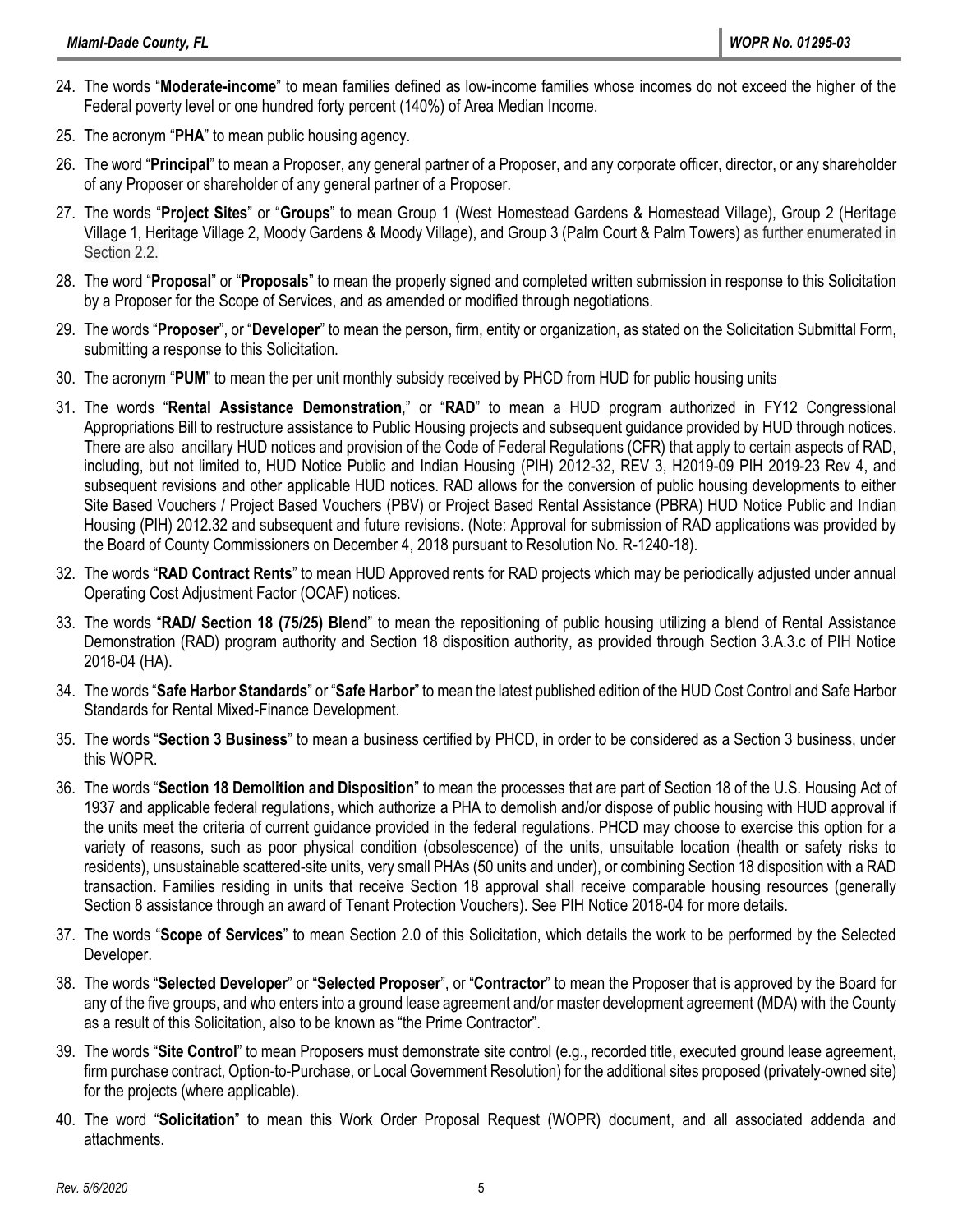24. The words "**Moderate-income**" to mean families defined as low-income families whose incomes do not exceed the higher of the Federal poverty level or one hundred forty percent (140%) of Area Median Income.

25. The acronym "**PHA**" to mean public housing agency.

26. The word "**Principal**" to mean a Proposer, any general partner of a Proposer, and any corporate officer, director, or any shareholder of any Proposer or shareholder of any general partner of a Proposer.

27. The words "**Project Sites**" or "**Groups**" to mean Group 1 (West Homestead Gardens & Homestead Village), Group 2 (Heritage Village 1, Heritage Village 2, Moody Gardens & Moody Village), and Group 3 (Palm Court & Palm Towers) as further enumerated in Section 2.2.

28. The word "**Proposal**" or "**Proposals**" to mean the properly signed and completed written submission in response to this Solicitation by a Proposer for the Scope of Services, and as amended or modified through negotiations.

29. The words "**Proposer**", or "**Developer**" to mean the person, firm, entity or organization, as stated on the Solicitation Submittal Form, submitting a response to this Solicitation.

30. The acronym "**PUM**" to mean the per unit monthly subsidy received by PHCD from HUD for public housing units

31. The words "**Rental Assistance Demonstration**," or "**RAD**" to mean a HUD program authorized in FY12 Congressional Appropriations Bill to restructure assistance to Public Housing projects and subsequent guidance provided by HUD through notices. There are also ancillary HUD notices and provision of the Code of Federal Regulations (CFR) that apply to certain aspects of RAD, including, but not limited to, HUD Notice Public and Indian Housing (PIH) 2012-32, REV 3, H2019-09 PIH 2019-23 Rev 4, and subsequent revisions and other applicable HUD notices. RAD allows for the conversion of public housing developments to either Site Based Vouchers / Project Based Vouchers (PBV) or Project Based Rental Assistance (PBRA) HUD Notice Public and Indian Housing (PIH) 2012.32 and subsequent and future revisions. (Note: Approval for submission of RAD applications was provided by the Board of County Commissioners on December 4, 2018 pursuant to Resolution No. R-1240-18).

32. The words "**RAD Contract Rents**" to mean HUD Approved rents for RAD projects which may be periodically adjusted under annual Operating Cost Adjustment Factor (OCAF) notices.

33. The words "**RAD/ Section 18 (75/25) Blend**" to mean the repositioning of public housing utilizing a blend of Rental Assistance Demonstration (RAD) program authority and Section 18 disposition authority, as provided through Section 3.A.3.c of PIH Notice 2018-04 (HA).

34. The words "**Safe Harbor Standards**" or "**Safe Harbor**" to mean the latest published edition of the HUD Cost Control and Safe Harbor Standards for Rental Mixed-Finance Development.

35. The words "**Section 3 Business**" to mean a business certified by PHCD, in order to be considered as a Section 3 business, under this WOPR.

36. The words "**Section 18 Demolition and Disposition**" to mean the processes that are part of Section 18 of the U.S. Housing Act of 1937 and applicable federal regulations, which authorize a PHA to demolish and/or dispose of public housing with HUD approval if the units meet the criteria of current guidance provided in the federal regulations. PHCD may choose to exercise this option for a variety of reasons, such as poor physical condition (obsolescence) of the units, unsuitable location (health or safety risks to residents), unsustainable scattered-site units, very small PHAs (50 units and under), or combining Section 18 disposition with a RAD transaction. Families residing in units that receive Section 18 approval shall receive comparable housing resources (generally Section 8 assistance through an award of Tenant Protection Vouchers). See PIH Notice 2018-04 for more details.

37. The words "**Scope of Services**" to mean Section 2.0 of this Solicitation, which details the work to be performed by the Selected Developer.

38. The words "**Selected Developer**" or "**Selected Proposer**", or "**Contractor**" to mean the Proposer that is approved by the Board for any of the five groups, and who enters into a ground lease agreement and/or master development agreement (MDA) with the County as a result of this Solicitation, also to be known as "the Prime Contractor".

39. The words "**Site Control**" to mean Proposers must demonstrate site control (e.g., recorded title, executed ground lease agreement, firm purchase contract, Option-to-Purchase, or Local Government Resolution) for the additional sites proposed (privately-owned site) for the projects (where applicable).

40. The word "**Solicitation**" to mean this Work Order Proposal Request (WOPR) document, and all associated addenda and attachments.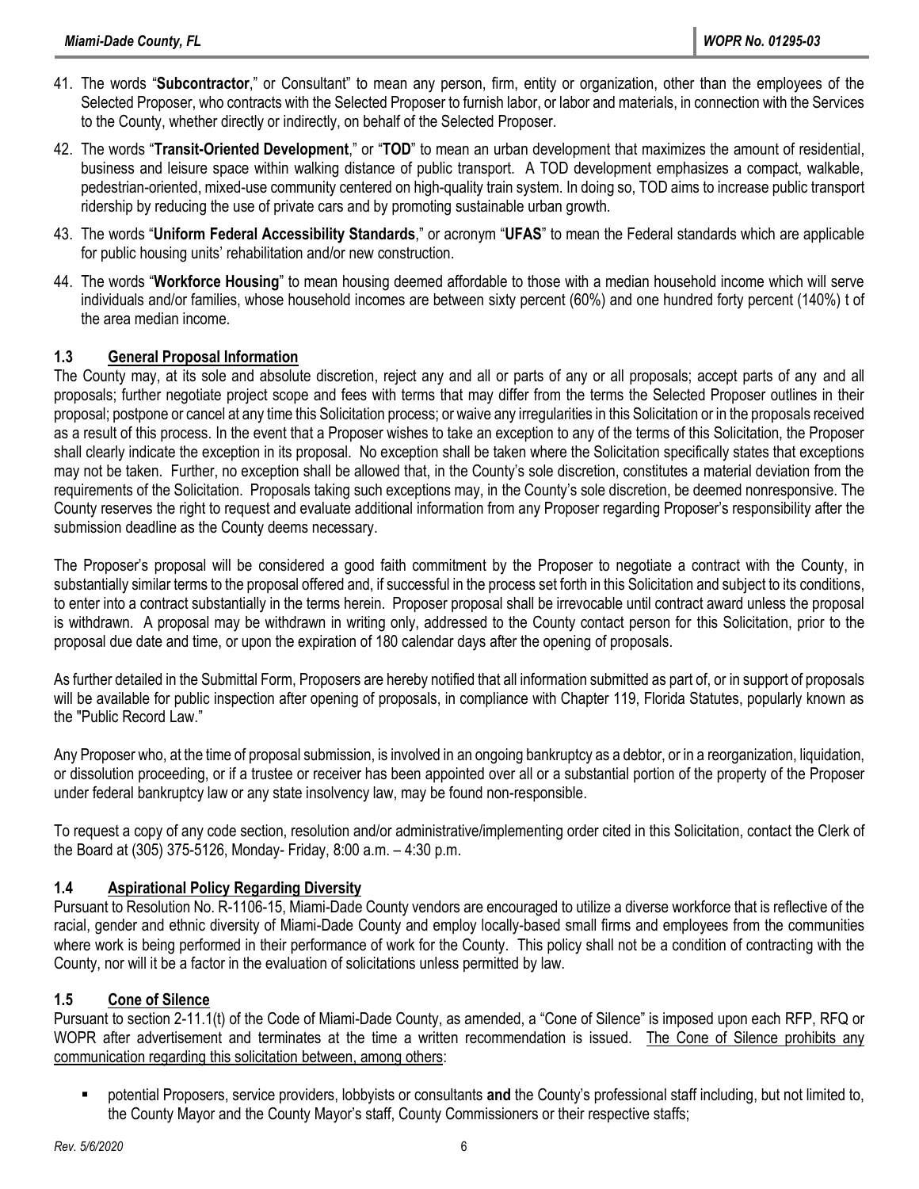41. The words "**Subcontractor**," or Consultant" to mean any person, firm, entity or organization, other than the employees of the Selected Proposer, who contracts with the Selected Proposer to furnish labor, or labor and materials, in connection with the Services to the County, whether directly or indirectly, on behalf of the Selected Proposer.

42. The words "**Transit-Oriented Development**," or "**TOD**" to mean an urban development that maximizes the amount of residential, business and leisure space within walking distance of public transport. A TOD development emphasizes a compact, walkable, pedestrian-oriented, mixed-use community centered on high-quality train system. In doing so, TOD aims to increase public transport ridership by reducing the use of private cars and by promoting sustainable urban growth.

43. The words "**Uniform Federal Accessibility Standards**," or acronym "**UFAS**" to mean the Federal standards which are applicable for public housing units' rehabilitation and/or new construction.

44. The words "**Workforce Housing**" to mean housing deemed affordable to those with a median household income which will serve individuals and/or families, whose household incomes are between sixty percent (60%) and one hundred forty percent (140%) t of the area median income.

### 1.3 General Proposal Information

The County may, at its sole and absolute discretion, reject any and all or parts of any or all proposals; accept parts of any and all proposals; further negotiate project scope and fees with terms that may differ from the terms the Selected Proposer outlines in their proposal; postpone or cancel at any time this Solicitation process; or waive any irregularities in this Solicitation or in the proposals received as a result of this process. In the event that a Proposer wishes to take an exception to any of the terms of this Solicitation, the Proposer shall clearly indicate the exception in its proposal. No exception shall be taken where the Solicitation specifically states that exceptions may not be taken. Further, no exception shall be allowed that, in the County's sole discretion, constitutes a material deviation from the requirements of the Solicitation. Proposals taking such exceptions may, in the County's sole discretion, be deemed nonresponsive. The County reserves the right to request and evaluate additional information from any Proposer regarding Proposer's responsibility after the submission deadline as the County deems necessary.

The Proposer's proposal will be considered a good faith commitment by the Proposer to negotiate a contract with the County, in substantially similar terms to the proposal offered and, if successful in the process set forth in this Solicitation and subject to its conditions, to enter into a contract substantially in the terms herein. Proposer proposal shall be irrevocable until contract award unless the proposal is withdrawn. A proposal may be withdrawn in writing only, addressed to the County contact person for this Solicitation, prior to the proposal due date and time, or upon the expiration of 180 calendar days after the opening of proposals.

As further detailed in the Submittal Form, Proposers are hereby notified that all information submitted as part of, or in support of proposals will be available for public inspection after opening of proposals, in compliance with Chapter 119, Florida Statutes, popularly known as the "Public Record Law."

Any Proposer who, at the time of proposal submission, is involved in an ongoing bankruptcy as a debtor, or in a reorganization, liquidation, or dissolution proceeding, or if a trustee or receiver has been appointed over all or a substantial portion of the property of the Proposer under federal bankruptcy law or any state insolvency law, may be found non-responsible.

To request a copy of any code section, resolution and/or administrative/implementing order cited in this Solicitation, contact the Clerk of the Board at (305) 375-5126, Monday- Friday, 8:00 a.m. – 4:30 p.m.

### 1.4 Aspirational Policy Regarding Diversity

Pursuant to Resolution No. R-1106-15, Miami-Dade County vendors are encouraged to utilize a diverse workforce that is reflective of the racial, gender and ethnic diversity of Miami-Dade County and employ locally-based small firms and employees from the communities where work is being performed in their performance of work for the County. This policy shall not be a condition of contracting with the County, nor will it be a factor in the evaluation of solicitations unless permitted by law.

### 1.5 Cone of Silence

Pursuant to section 2-11.1(t) of the Code of Miami-Dade County, as amended, a "Cone of Silence" is imposed upon each RFP, RFQ or WOPR after advertisement and terminates at the time a written recommendation is issued. <u>The Cone of Silence prohibits any communication regarding this solicitation between, among others</u>:

- potential Proposers, service providers, lobbyists or consultants **and** the County's professional staff including, but not limited to, the County Mayor and the County Mayor's staff, County Commissioners or their respective staffs;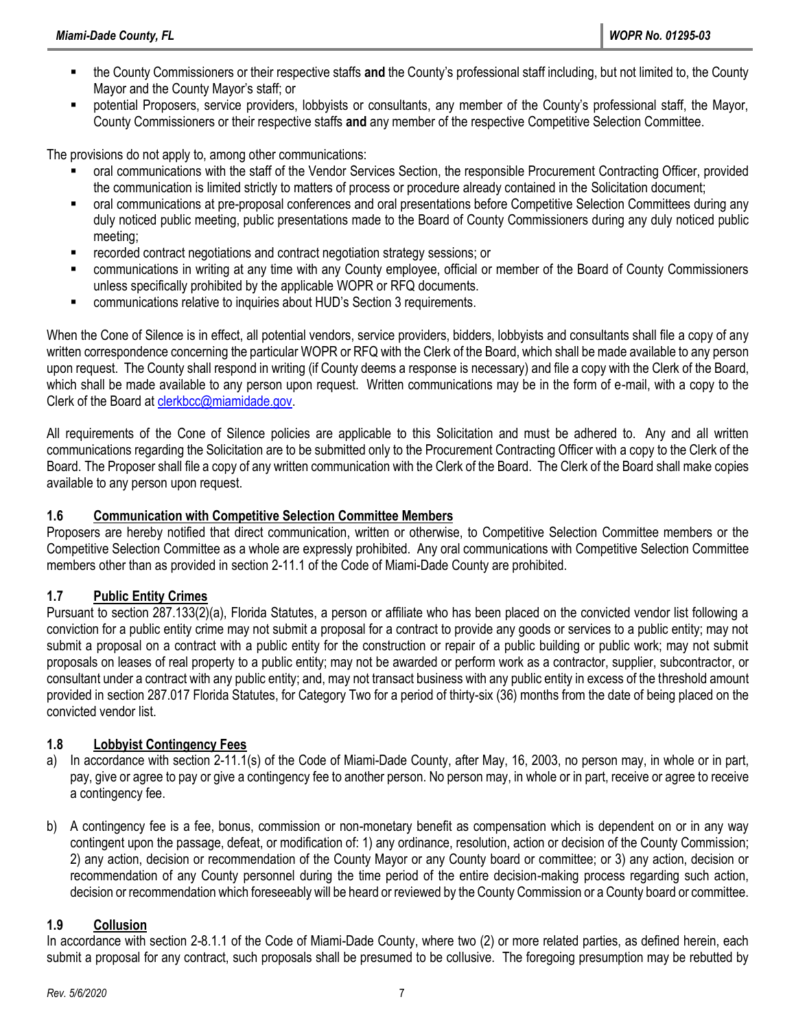- the County Commissioners or their respective staffs **and** the County's professional staff including, but not limited to, the County Mayor and the County Mayor's staff; or
- potential Proposers, service providers, lobbyists or consultants, any member of the County's professional staff, the Mayor, County Commissioners or their respective staffs **and** any member of the respective Competitive Selection Committee.

The provisions do not apply to, among other communications:

- oral communications with the staff of the Vendor Services Section, the responsible Procurement Contracting Officer, provided the communication is limited strictly to matters of process or procedure already contained in the Solicitation document;
- oral communications at pre-proposal conferences and oral presentations before Competitive Selection Committees during any duly noticed public meeting, public presentations made to the Board of County Commissioners during any duly noticed public meeting;
- recorded contract negotiations and contract negotiation strategy sessions; or
- communications in writing at any time with any County employee, official or member of the Board of County Commissioners unless specifically prohibited by the applicable WOPR or RFQ documents.
- communications relative to inquiries about HUD's Section 3 requirements.

When the Cone of Silence is in effect, all potential vendors, service providers, bidders, lobbyists and consultants shall file a copy of any written correspondence concerning the particular WOPR or RFQ with the Clerk of the Board, which shall be made available to any person upon request. The County shall respond in writing (if County deems a response is necessary) and file a copy with the Clerk of the Board, which shall be made available to any person upon request. Written communications may be in the form of e-mail, with a copy to the Clerk of the Board at clerkbcc@miamidade.gov.

All requirements of the Cone of Silence policies are applicable to this Solicitation and must be adhered to. Any and all written communications regarding the Solicitation are to be submitted only to the Procurement Contracting Officer with a copy to the Clerk of the Board. The Proposer shall file a copy of any written communication with the Clerk of the Board. The Clerk of the Board shall make copies available to any person upon request.

### 1.6 Communication with Competitive Selection Committee Members

Proposers are hereby notified that direct communication, written or otherwise, to Competitive Selection Committee members or the Competitive Selection Committee as a whole are expressly prohibited. Any oral communications with Competitive Selection Committee members other than as provided in section 2-11.1 of the Code of Miami-Dade County are prohibited.

### 1.7 Public Entity Crimes

Pursuant to section 287.133(2)(a), Florida Statutes, a person or affiliate who has been placed on the convicted vendor list following a conviction for a public entity crime may not submit a proposal for a contract to provide any goods or services to a public entity; may not submit a proposal on a contract with a public entity for the construction or repair of a public building or public work; may not submit proposals on leases of real property to a public entity; may not be awarded or perform work as a contractor, supplier, subcontractor, or consultant under a contract with any public entity; and, may not transact business with any public entity in excess of the threshold amount provided in section 287.017 Florida Statutes, for Category Two for a period of thirty-six (36) months from the date of being placed on the convicted vendor list.

### 1.8 Lobbyist Contingency Fees

a) In accordance with section 2-11.1(s) of the Code of Miami-Dade County, after May, 16, 2003, no person may, in whole or in part, pay, give or agree to pay or give a contingency fee to another person. No person may, in whole or in part, receive or agree to receive a contingency fee.

b) A contingency fee is a fee, bonus, commission or non-monetary benefit as compensation which is dependent on or in any way contingent upon the passage, defeat, or modification of: 1) any ordinance, resolution, action or decision of the County Commission; 2) any action, decision or recommendation of the County Mayor or any County board or committee; or 3) any action, decision or recommendation of any County personnel during the time period of the entire decision-making process regarding such action, decision or recommendation which foreseeably will be heard or reviewed by the County Commission or a County board or committee.

### 1.9 Collusion

In accordance with section 2-8.1.1 of the Code of Miami-Dade County, where two (2) or more related parties, as defined herein, each submit a proposal for any contract, such proposals shall be presumed to be collusive. The foregoing presumption may be rebutted by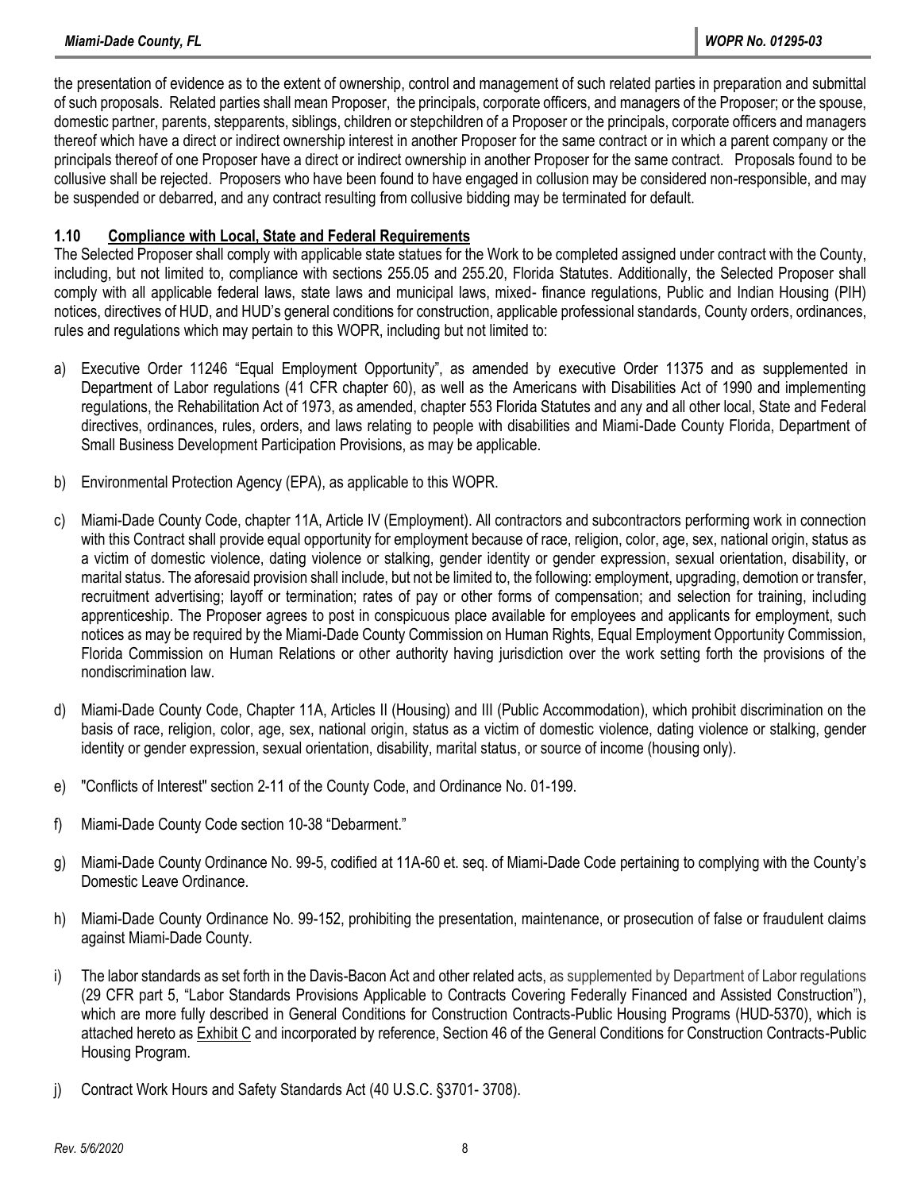the presentation of evidence as to the extent of ownership, control and management of such related parties in preparation and submittal of such proposals. Related parties shall mean Proposer, the principals, corporate officers, and managers of the Proposer; or the spouse, domestic partner, parents, stepparents, siblings, children or stepchildren of a Proposer or the principals, corporate officers and managers thereof which have a direct or indirect ownership interest in another Proposer for the same contract or in which a parent company or the principals thereof of one Proposer have a direct or indirect ownership in another Proposer for the same contract. Proposals found to be collusive shall be rejected. Proposers who have been found to have engaged in collusion may be considered non-responsible, and may be suspended or debarred, and any contract resulting from collusive bidding may be terminated for default.

### 1.10 Compliance with Local, State and Federal Requirements

The Selected Proposer shall comply with applicable state statues for the Work to be completed assigned under contract with the County, including, but not limited to, compliance with sections 255.05 and 255.20, Florida Statutes. Additionally, the Selected Proposer shall comply with all applicable federal laws, state laws and municipal laws, mixed- finance regulations, Public and Indian Housing (PIH) notices, directives of HUD, and HUD's general conditions for construction, applicable professional standards, County orders, ordinances, rules and regulations which may pertain to this WOPR, including but not limited to:

a) Executive Order 11246 "Equal Employment Opportunity", as amended by executive Order 11375 and as supplemented in Department of Labor regulations (41 CFR chapter 60), as well as the Americans with Disabilities Act of 1990 and implementing regulations, the Rehabilitation Act of 1973, as amended, chapter 553 Florida Statutes and any and all other local, State and Federal directives, ordinances, rules, orders, and laws relating to people with disabilities and Miami-Dade County Florida, Department of Small Business Development Participation Provisions, as may be applicable.

b) Environmental Protection Agency (EPA), as applicable to this WOPR.

c) Miami-Dade County Code, chapter 11A, Article IV (Employment). All contractors and subcontractors performing work in connection with this Contract shall provide equal opportunity for employment because of race, religion, color, age, sex, national origin, status as a victim of domestic violence, dating violence or stalking, gender identity or gender expression, sexual orientation, disability, or marital status. The aforesaid provision shall include, but not be limited to, the following: employment, upgrading, demotion or transfer, recruitment advertising; layoff or termination; rates of pay or other forms of compensation; and selection for training, including apprenticeship. The Proposer agrees to post in conspicuous place available for employees and applicants for employment, such notices as may be required by the Miami-Dade County Commission on Human Rights, Equal Employment Opportunity Commission, Florida Commission on Human Relations or other authority having jurisdiction over the work setting forth the provisions of the nondiscrimination law.

d) Miami-Dade County Code, Chapter 11A, Articles II (Housing) and III (Public Accommodation), which prohibit discrimination on the basis of race, religion, color, age, sex, national origin, status as a victim of domestic violence, dating violence or stalking, gender identity or gender expression, sexual orientation, disability, marital status, or source of income (housing only).

e) "Conflicts of Interest" section 2-11 of the County Code, and Ordinance No. 01-199.

f) Miami-Dade County Code section 10-38 "Debarment."

g) Miami-Dade County Ordinance No. 99-5, codified at 11A-60 et. seq. of Miami-Dade Code pertaining to complying with the County's Domestic Leave Ordinance.

h) Miami-Dade County Ordinance No. 99-152, prohibiting the presentation, maintenance, or prosecution of false or fraudulent claims against Miami-Dade County.

i) The labor standards as set forth in the Davis-Bacon Act and other related acts, as supplemented by Department of Labor regulations (29 CFR part 5, "Labor Standards Provisions Applicable to Contracts Covering Federally Financed and Assisted Construction"), which are more fully described in General Conditions for Construction Contracts-Public Housing Programs (HUD-5370), which is attached hereto as Exhibit C and incorporated by reference, Section 46 of the General Conditions for Construction Contracts-Public Housing Program.

j) Contract Work Hours and Safety Standards Act (40 U.S.C. §3701- 3708).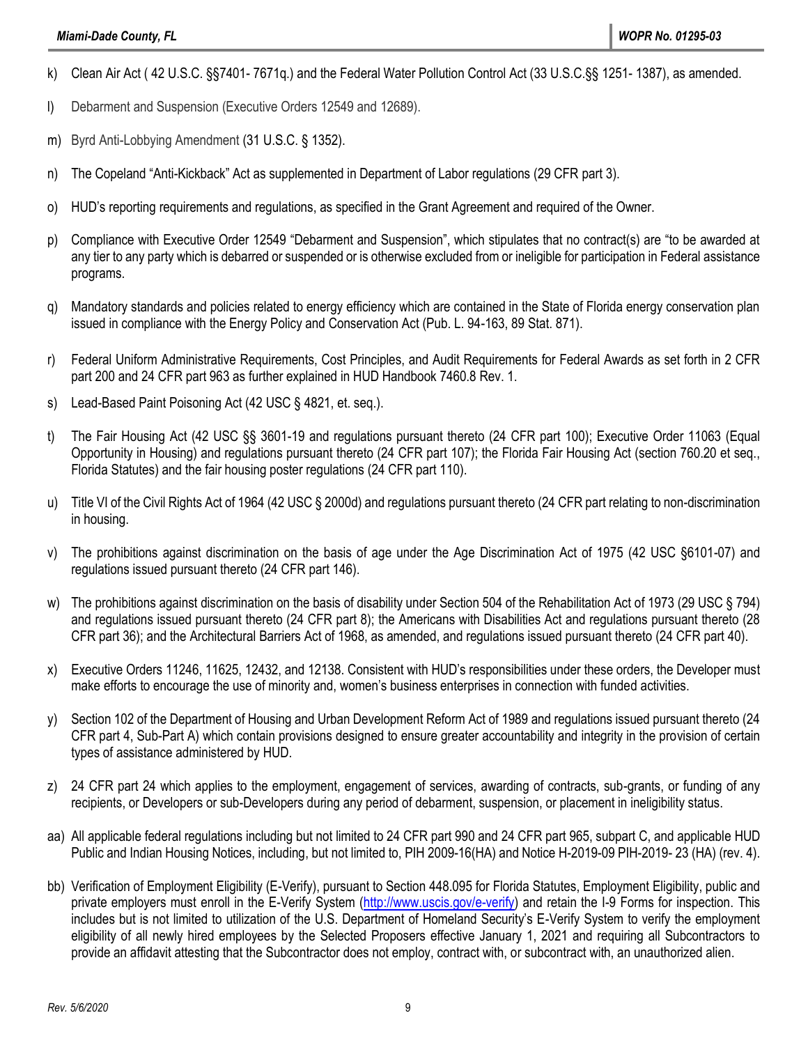k) Clean Air Act ( 42 U.S.C. §§7401- 7671q.) and the Federal Water Pollution Control Act (33 U.S.C.§§ 1251- 1387), as amended.

l) Debarment and Suspension (Executive Orders 12549 and 12689).

m) Byrd Anti-Lobbying Amendment (31 U.S.C. § 1352).

n) The Copeland "Anti-Kickback" Act as supplemented in Department of Labor regulations (29 CFR part 3).

o) HUD's reporting requirements and regulations, as specified in the Grant Agreement and required of the Owner.

p) Compliance with Executive Order 12549 "Debarment and Suspension", which stipulates that no contract(s) are "to be awarded at any tier to any party which is debarred or suspended or is otherwise excluded from or ineligible for participation in Federal assistance programs.

q) Mandatory standards and policies related to energy efficiency which are contained in the State of Florida energy conservation plan issued in compliance with the Energy Policy and Conservation Act (Pub. L. 94-163, 89 Stat. 871).

r) Federal Uniform Administrative Requirements, Cost Principles, and Audit Requirements for Federal Awards as set forth in 2 CFR part 200 and 24 CFR part 963 as further explained in HUD Handbook 7460.8 Rev. 1.

s) Lead-Based Paint Poisoning Act (42 USC § 4821, et. seq.).

t) The Fair Housing Act (42 USC §§ 3601-19 and regulations pursuant thereto (24 CFR part 100); Executive Order 11063 (Equal Opportunity in Housing) and regulations pursuant thereto (24 CFR part 107); the Florida Fair Housing Act (section 760.20 et seq., Florida Statutes) and the fair housing poster regulations (24 CFR part 110).

u) Title VI of the Civil Rights Act of 1964 (42 USC § 2000d) and regulations pursuant thereto (24 CFR part relating to non-discrimination in housing.

v) The prohibitions against discrimination on the basis of age under the Age Discrimination Act of 1975 (42 USC §6101-07) and regulations issued pursuant thereto (24 CFR part 146).

w) The prohibitions against discrimination on the basis of disability under Section 504 of the Rehabilitation Act of 1973 (29 USC § 794) and regulations issued pursuant thereto (24 CFR part 8); the Americans with Disabilities Act and regulations pursuant thereto (28 CFR part 36); and the Architectural Barriers Act of 1968, as amended, and regulations issued pursuant thereto (24 CFR part 40).

x) Executive Orders 11246, 11625, 12432, and 12138. Consistent with HUD's responsibilities under these orders, the Developer must make efforts to encourage the use of minority and, women's business enterprises in connection with funded activities.

y) Section 102 of the Department of Housing and Urban Development Reform Act of 1989 and regulations issued pursuant thereto (24 CFR part 4, Sub-Part A) which contain provisions designed to ensure greater accountability and integrity in the provision of certain types of assistance administered by HUD.

z) 24 CFR part 24 which applies to the employment, engagement of services, awarding of contracts, sub-grants, or funding of any recipients, or Developers or sub-Developers during any period of debarment, suspension, or placement in ineligibility status.

aa) All applicable federal regulations including but not limited to 24 CFR part 990 and 24 CFR part 965, subpart C, and applicable HUD Public and Indian Housing Notices, including, but not limited to, PIH 2009-16(HA) and Notice H-2019-09 PIH-2019- 23 (HA) (rev. 4).

bb) Verification of Employment Eligibility (E-Verify), pursuant to Section 448.095 for Florida Statutes, Employment Eligibility, public and private employers must enroll in the E-Verify System (http://www.uscis.gov/e-verify) and retain the I-9 Forms for inspection. This includes but is not limited to utilization of the U.S. Department of Homeland Security's E-Verify System to verify the employment eligibility of all newly hired employees by the Selected Proposers effective January 1, 2021 and requiring all Subcontractors to provide an affidavit attesting that the Subcontractor does not employ, contract with, or subcontract with, an unauthorized alien.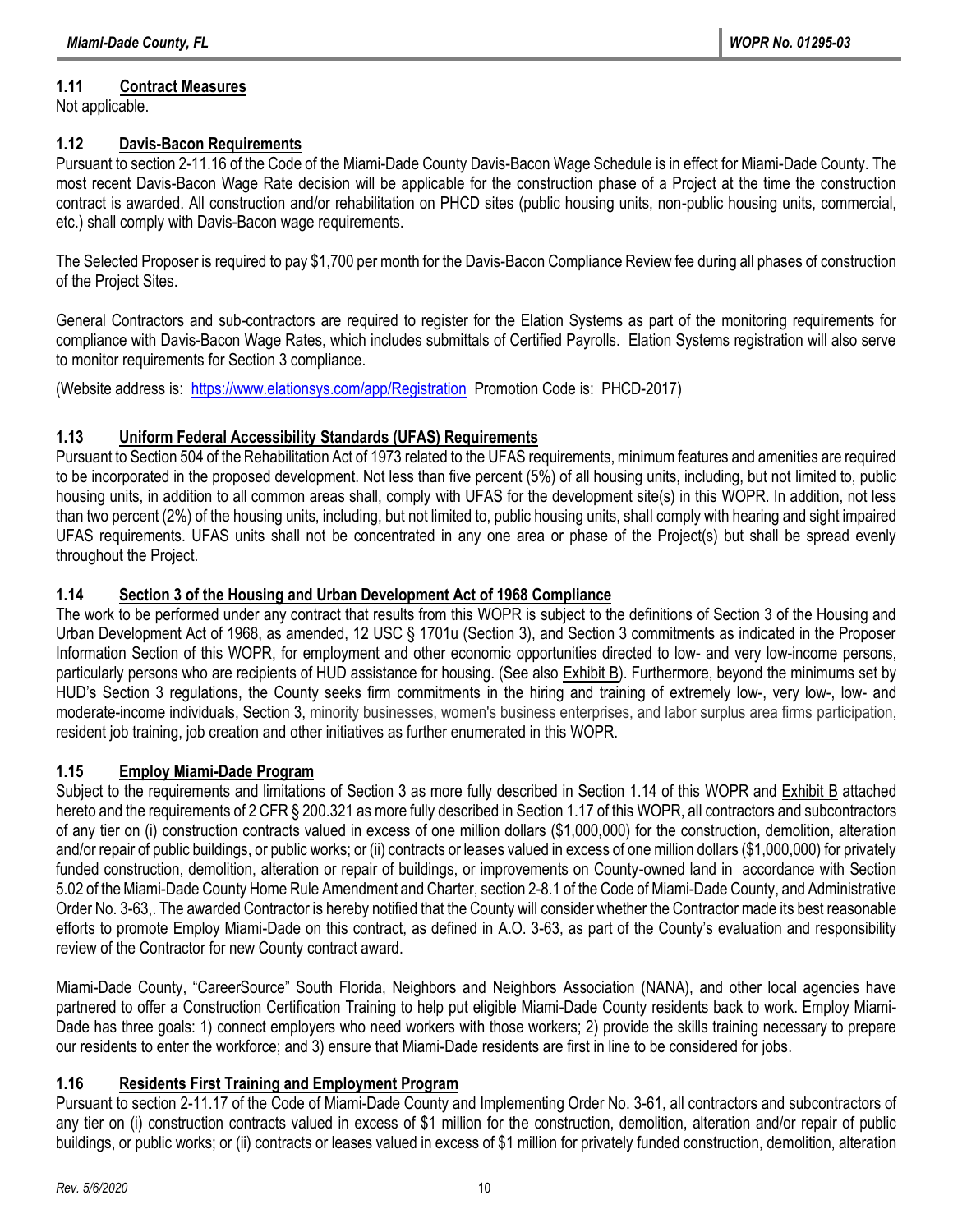### 1.11 Contract Measures

Not applicable.

### 1.12 Davis-Bacon Requirements

Pursuant to section 2-11.16 of the Code of the Miami-Dade County Davis-Bacon Wage Schedule is in effect for Miami-Dade County. The most recent Davis-Bacon Wage Rate decision will be applicable for the construction phase of a Project at the time the construction contract is awarded. All construction and/or rehabilitation on PHCD sites (public housing units, non-public housing units, commercial, etc.) shall comply with Davis-Bacon wage requirements.

The Selected Proposer is required to pay $1,700 per month for the Davis-Bacon Compliance Review fee during all phases of construction of the Project Sites.

General Contractors and sub-contractors are required to register for the Elation Systems as part of the monitoring requirements for compliance with Davis-Bacon Wage Rates, which includes submittals of Certified Payrolls. Elation Systems registration will also serve to monitor requirements for Section 3 compliance.

(Website address is: https://www.elationsys.com/app/Registration Promotion Code is: PHCD-2017)

### 1.13 Uniform Federal Accessibility Standards (UFAS) Requirements

Pursuant to Section 504 of the Rehabilitation Act of 1973 related to the UFAS requirements, minimum features and amenities are required to be incorporated in the proposed development. Not less than five percent (5%) of all housing units, including, but not limited to, public housing units, in addition to all common areas shall, comply with UFAS for the development site(s) in this WOPR. In addition, not less than two percent (2%) of the housing units, including, but not limited to, public housing units, shall comply with hearing and sight impaired UFAS requirements. UFAS units shall not be concentrated in any one area or phase of the Project(s) but shall be spread evenly throughout the Project.

### 1.14 Section 3 of the Housing and Urban Development Act of 1968 Compliance

The work to be performed under any contract that results from this WOPR is subject to the definitions of Section 3 of the Housing and Urban Development Act of 1968, as amended, 12 USC § 1701u (Section 3), and Section 3 commitments as indicated in the Proposer Information Section of this WOPR, for employment and other economic opportunities directed to low- and very low-income persons, particularly persons who are recipients of HUD assistance for housing. (See also Exhibit B). Furthermore, beyond the minimums set by HUD's Section 3 regulations, the County seeks firm commitments in the hiring and training of extremely low-, very low-, low- and moderate-income individuals, Section 3, minority businesses, women's business enterprises, and labor surplus area firms participation, resident job training, job creation and other initiatives as further enumerated in this WOPR.

### 1.15 Employ Miami-Dade Program

Subject to the requirements and limitations of Section 3 as more fully described in Section 1.14 of this WOPR and Exhibit B attached hereto and the requirements of 2 CFR § 200.321 as more fully described in Section 1.17 of this WOPR, all contractors and subcontractors of any tier on (i) construction contracts valued in excess of one million dollars ($1,000,000) for the construction, demolition, alteration and/or repair of public buildings, or public works; or (ii) contracts or leases valued in excess of one million dollars ($1,000,000) for privately funded construction, demolition, alteration or repair of buildings, or improvements on County-owned land in accordance with Section 5.02 of the Miami-Dade County Home Rule Amendment and Charter, section 2-8.1 of the Code of Miami-Dade County, and Administrative Order No. 3-63,. The awarded Contractor is hereby notified that the County will consider whether the Contractor made its best reasonable efforts to promote Employ Miami-Dade on this contract, as defined in A.O. 3-63, as part of the County's evaluation and responsibility review of the Contractor for new County contract award.

Miami-Dade County, "CareerSource" South Florida, Neighbors and Neighbors Association (NANA), and other local agencies have partnered to offer a Construction Certification Training to help put eligible Miami-Dade County residents back to work. Employ Miami-Dade has three goals: 1) connect employers who need workers with those workers; 2) provide the skills training necessary to prepare our residents to enter the workforce; and 3) ensure that Miami-Dade residents are first in line to be considered for jobs.

### 1.16 Residents First Training and Employment Program

Pursuant to section 2-11.17 of the Code of Miami-Dade County and Implementing Order No. 3-61, all contractors and subcontractors of any tier on (i) construction contracts valued in excess of $1 million for the construction, demolition, alteration and/or repair of public buildings, or public works; or (ii) contracts or leases valued in excess of $1 million for privately funded construction, demolition, alteration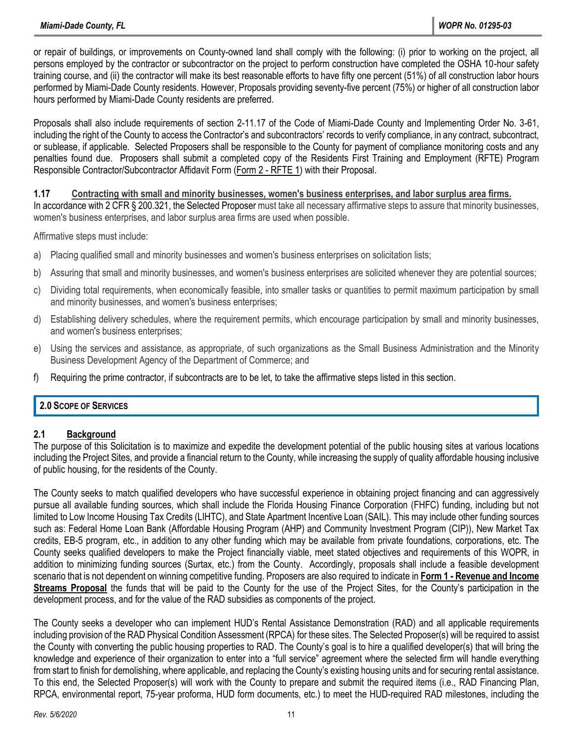or repair of buildings, or improvements on County-owned land shall comply with the following: (i) prior to working on the project, all persons employed by the contractor or subcontractor on the project to perform construction have completed the OSHA 10-hour safety training course, and (ii) the contractor will make its best reasonable efforts to have fifty one percent (51%) of all construction labor hours performed by Miami-Dade County residents. However, Proposals providing seventy-five percent (75%) or higher of all construction labor hours performed by Miami-Dade County residents are preferred.

Proposals shall also include requirements of section 2-11.17 of the Code of Miami-Dade County and Implementing Order No. 3-61, including the right of the County to access the Contractor's and subcontractors' records to verify compliance, in any contract, subcontract, or sublease, if applicable. Selected Proposers shall be responsible to the County for payment of compliance monitoring costs and any penalties found due. Proposers shall submit a completed copy of the Residents First Training and Employment (RFTE) Program Responsible Contractor/Subcontractor Affidavit Form (Form 2 - RFTE 1) with their Proposal.

### 1.17 Contracting with small and minority businesses, women's business enterprises, and labor surplus area firms.

In accordance with 2 CFR § 200.321, the Selected Proposer must take all necessary affirmative steps to assure that minority businesses, women's business enterprises, and labor surplus area firms are used when possible.

Affirmative steps must include:

a) Placing qualified small and minority businesses and women's business enterprises on solicitation lists;

b) Assuring that small and minority businesses, and women's business enterprises are solicited whenever they are potential sources;

c) Dividing total requirements, when economically feasible, into smaller tasks or quantities to permit maximum participation by small and minority businesses, and women's business enterprises;

d) Establishing delivery schedules, where the requirement permits, which encourage participation by small and minority businesses, and women's business enterprises;

e) Using the services and assistance, as appropriate, of such organizations as the Small Business Administration and the Minority Business Development Agency of the Department of Commerce; and

f) Requiring the prime contractor, if subcontracts are to be let, to take the affirmative steps listed in this section.

## 2.0 Scope of Services

### 2.1 Background

The purpose of this Solicitation is to maximize and expedite the development potential of the public housing sites at various locations including the Project Sites, and provide a financial return to the County, while increasing the supply of quality affordable housing inclusive of public housing, for the residents of the County.

The County seeks to match qualified developers who have successful experience in obtaining project financing and can aggressively pursue all available funding sources, which shall include the Florida Housing Finance Corporation (FHFC) funding, including but not limited to Low Income Housing Tax Credits (LIHTC), and State Apartment Incentive Loan (SAIL). This may include other funding sources such as: Federal Home Loan Bank (Affordable Housing Program (AHP) and Community Investment Program (CIP)), New Market Tax credits, EB-5 program, etc., in addition to any other funding which may be available from private foundations, corporations, etc. The County seeks qualified developers to make the Project financially viable, meet stated objectives and requirements of this WOPR, in addition to minimizing funding sources (Surtax, etc.) from the County. Accordingly, proposals shall include a feasible development scenario that is not dependent on winning competitive funding. Proposers are also required to indicate in **Form 1 - Revenue and Income Streams Proposal** the funds that will be paid to the County for the use of the Project Sites, for the County's participation in the development process, and for the value of the RAD subsidies as components of the project.

The County seeks a developer who can implement HUD's Rental Assistance Demonstration (RAD) and all applicable requirements including provision of the RAD Physical Condition Assessment (RPCA) for these sites. The Selected Proposer(s) will be required to assist the County with converting the public housing properties to RAD. The County's goal is to hire a qualified developer(s) that will bring the knowledge and experience of their organization to enter into a "full service" agreement where the selected firm will handle everything from start to finish for demolishing, where applicable, and replacing the County's existing housing units and for securing rental assistance. To this end, the Selected Proposer(s) will work with the County to prepare and submit the required items (i.e., RAD Financing Plan, RPCA, environmental report, 75-year proforma, HUD form documents, etc.) to meet the HUD-required RAD milestones, including the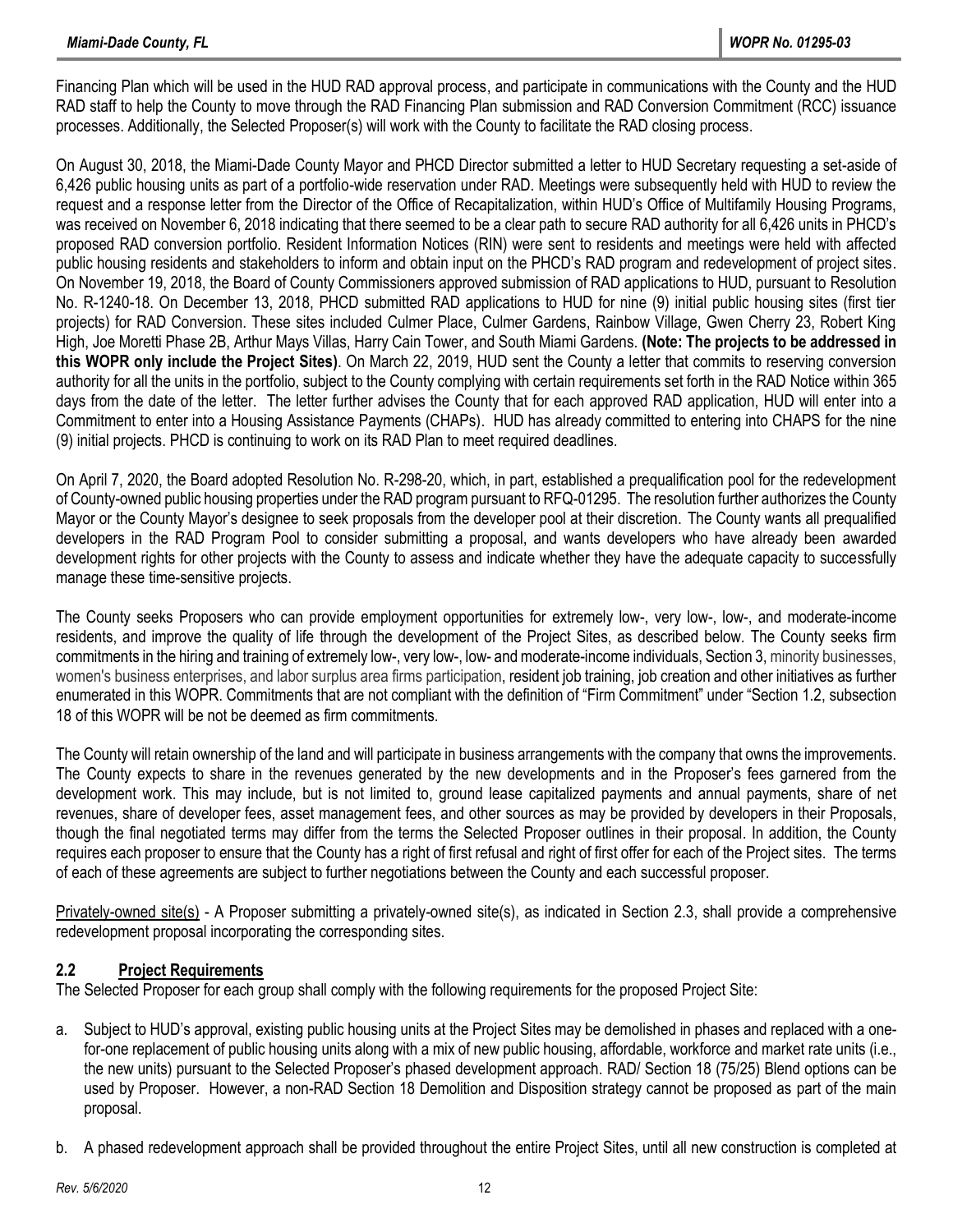Financing Plan which will be used in the HUD RAD approval process, and participate in communications with the County and the HUD RAD staff to help the County to move through the RAD Financing Plan submission and RAD Conversion Commitment (RCC) issuance processes. Additionally, the Selected Proposer(s) will work with the County to facilitate the RAD closing process.

On August 30, 2018, the Miami-Dade County Mayor and PHCD Director submitted a letter to HUD Secretary requesting a set-aside of 6,426 public housing units as part of a portfolio-wide reservation under RAD. Meetings were subsequently held with HUD to review the request and a response letter from the Director of the Office of Recapitalization, within HUD's Office of Multifamily Housing Programs, was received on November 6, 2018 indicating that there seemed to be a clear path to secure RAD authority for all 6,426 units in PHCD's proposed RAD conversion portfolio. Resident Information Notices (RIN) were sent to residents and meetings were held with affected public housing residents and stakeholders to inform and obtain input on the PHCD's RAD program and redevelopment of project sites. On November 19, 2018, the Board of County Commissioners approved submission of RAD applications to HUD, pursuant to Resolution No. R-1240-18. On December 13, 2018, PHCD submitted RAD applications to HUD for nine (9) initial public housing sites (first tier projects) for RAD Conversion. These sites included Culmer Place, Culmer Gardens, Rainbow Village, Gwen Cherry 23, Robert King High, Joe Moretti Phase 2B, Arthur Mays Villas, Harry Cain Tower, and South Miami Gardens. **(Note: The projects to be addressed in this WOPR only include the Project Sites)**. On March 22, 2019, HUD sent the County a letter that commits to reserving conversion authority for all the units in the portfolio, subject to the County complying with certain requirements set forth in the RAD Notice within 365 days from the date of the letter. The letter further advises the County that for each approved RAD application, HUD will enter into a Commitment to enter into a Housing Assistance Payments (CHAPs). HUD has already committed to entering into CHAPS for the nine (9) initial projects. PHCD is continuing to work on its RAD Plan to meet required deadlines.

On April 7, 2020, the Board adopted Resolution No. R-298-20, which, in part, established a prequalification pool for the redevelopment of County-owned public housing properties under the RAD program pursuant to RFQ-01295. The resolution further authorizes the County Mayor or the County Mayor's designee to seek proposals from the developer pool at their discretion. The County wants all prequalified developers in the RAD Program Pool to consider submitting a proposal, and wants developers who have already been awarded development rights for other projects with the County to assess and indicate whether they have the adequate capacity to successfully manage these time-sensitive projects.

The County seeks Proposers who can provide employment opportunities for extremely low-, very low-, low-, and moderate-income residents, and improve the quality of life through the development of the Project Sites, as described below. The County seeks firm commitments in the hiring and training of extremely low-, very low-, low- and moderate-income individuals, Section 3, minority businesses, women's business enterprises, and labor surplus area firms participation, resident job training, job creation and other initiatives as further enumerated in this WOPR. Commitments that are not compliant with the definition of "Firm Commitment" under "Section 1.2, subsection 18 of this WOPR will be not be deemed as firm commitments.

The County will retain ownership of the land and will participate in business arrangements with the company that owns the improvements. The County expects to share in the revenues generated by the new developments and in the Proposer's fees garnered from the development work. This may include, but is not limited to, ground lease capitalized payments and annual payments, share of net revenues, share of developer fees, asset management fees, and other sources as may be provided by developers in their Proposals, though the final negotiated terms may differ from the terms the Selected Proposer outlines in their proposal. In addition, the County requires each proposer to ensure that the County has a right of first refusal and right of first offer for each of the Project sites. The terms of each of these agreements are subject to further negotiations between the County and each successful proposer.

Privately-owned site(s) - A Proposer submitting a privately-owned site(s), as indicated in Section 2.3, shall provide a comprehensive redevelopment proposal incorporating the corresponding sites.

## 2.2 Project Requirements

The Selected Proposer for each group shall comply with the following requirements for the proposed Project Site:

a. Subject to HUD's approval, existing public housing units at the Project Sites may be demolished in phases and replaced with a one-for-one replacement of public housing units along with a mix of new public housing, affordable, workforce and market rate units (i.e., the new units) pursuant to the Selected Proposer's phased development approach. RAD/ Section 18 (75/25) Blend options can be used by Proposer. However, a non-RAD Section 18 Demolition and Disposition strategy cannot be proposed as part of the main proposal.

b. A phased redevelopment approach shall be provided throughout the entire Project Sites, until all new construction is completed at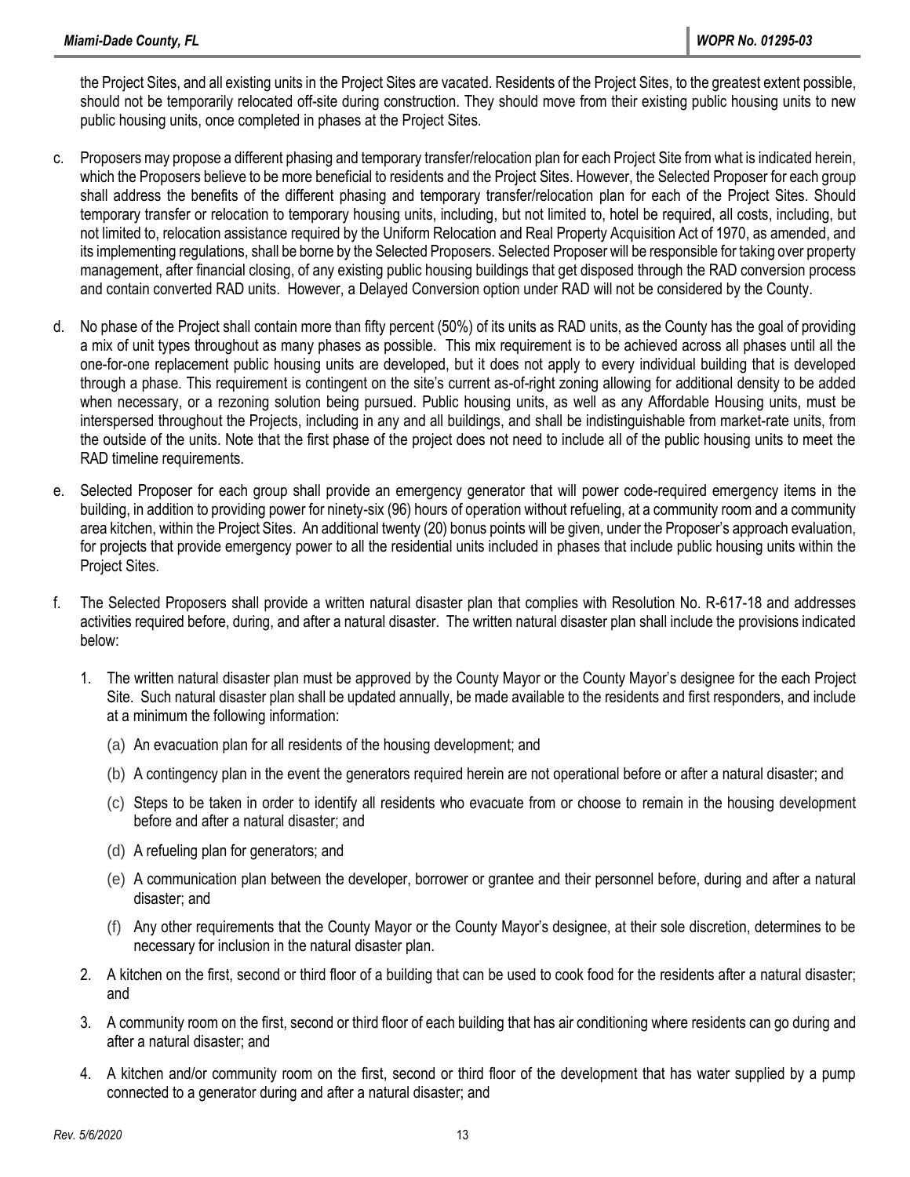the Project Sites, and all existing units in the Project Sites are vacated. Residents of the Project Sites, to the greatest extent possible, should not be temporarily relocated off-site during construction. They should move from their existing public housing units to new public housing units, once completed in phases at the Project Sites.

c. Proposers may propose a different phasing and temporary transfer/relocation plan for each Project Site from what is indicated herein, which the Proposers believe to be more beneficial to residents and the Project Sites. However, the Selected Proposer for each group shall address the benefits of the different phasing and temporary transfer/relocation plan for each of the Project Sites. Should temporary transfer or relocation to temporary housing units, including, but not limited to, hotel be required, all costs, including, but not limited to, relocation assistance required by the Uniform Relocation and Real Property Acquisition Act of 1970, as amended, and its implementing regulations, shall be borne by the Selected Proposers. Selected Proposer will be responsible for taking over property management, after financial closing, of any existing public housing buildings that get disposed through the RAD conversion process and contain converted RAD units. However, a Delayed Conversion option under RAD will not be considered by the County.

d. No phase of the Project shall contain more than fifty percent (50%) of its units as RAD units, as the County has the goal of providing a mix of unit types throughout as many phases as possible. This mix requirement is to be achieved across all phases until all the one-for-one replacement public housing units are developed, but it does not apply to every individual building that is developed through a phase. This requirement is contingent on the site's current as-of-right zoning allowing for additional density to be added when necessary, or a rezoning solution being pursued. Public housing units, as well as any Affordable Housing units, must be interspersed throughout the Projects, including in any and all buildings, and shall be indistinguishable from market-rate units, from the outside of the units. Note that the first phase of the project does not need to include all of the public housing units to meet the RAD timeline requirements.

e. Selected Proposer for each group shall provide an emergency generator that will power code-required emergency items in the building, in addition to providing power for ninety-six (96) hours of operation without refueling, at a community room and a community area kitchen, within the Project Sites. An additional twenty (20) bonus points will be given, under the Proposer's approach evaluation, for projects that provide emergency power to all the residential units included in phases that include public housing units within the Project Sites.

f. The Selected Proposers shall provide a written natural disaster plan that complies with Resolution No. R-617-18 and addresses activities required before, during, and after a natural disaster. The written natural disaster plan shall include the provisions indicated below:

   1. The written natural disaster plan must be approved by the County Mayor or the County Mayor's designee for the each Project Site. Such natural disaster plan shall be updated annually, be made available to the residents and first responders, and include at a minimum the following information:

      (a) An evacuation plan for all residents of the housing development; and

      (b) A contingency plan in the event the generators required herein are not operational before or after a natural disaster; and

      (c) Steps to be taken in order to identify all residents who evacuate from or choose to remain in the housing development before and after a natural disaster; and

      (d) A refueling plan for generators; and

      (e) A communication plan between the developer, borrower or grantee and their personnel before, during and after a natural disaster; and

      (f) Any other requirements that the County Mayor or the County Mayor's designee, at their sole discretion, determines to be necessary for inclusion in the natural disaster plan.

   2. A kitchen on the first, second or third floor of a building that can be used to cook food for the residents after a natural disaster; and

   3. A community room on the first, second or third floor of each building that has air conditioning where residents can go during and after a natural disaster; and

   4. A kitchen and/or community room on the first, second or third floor of the development that has water supplied by a pump connected to a generator during and after a natural disaster; and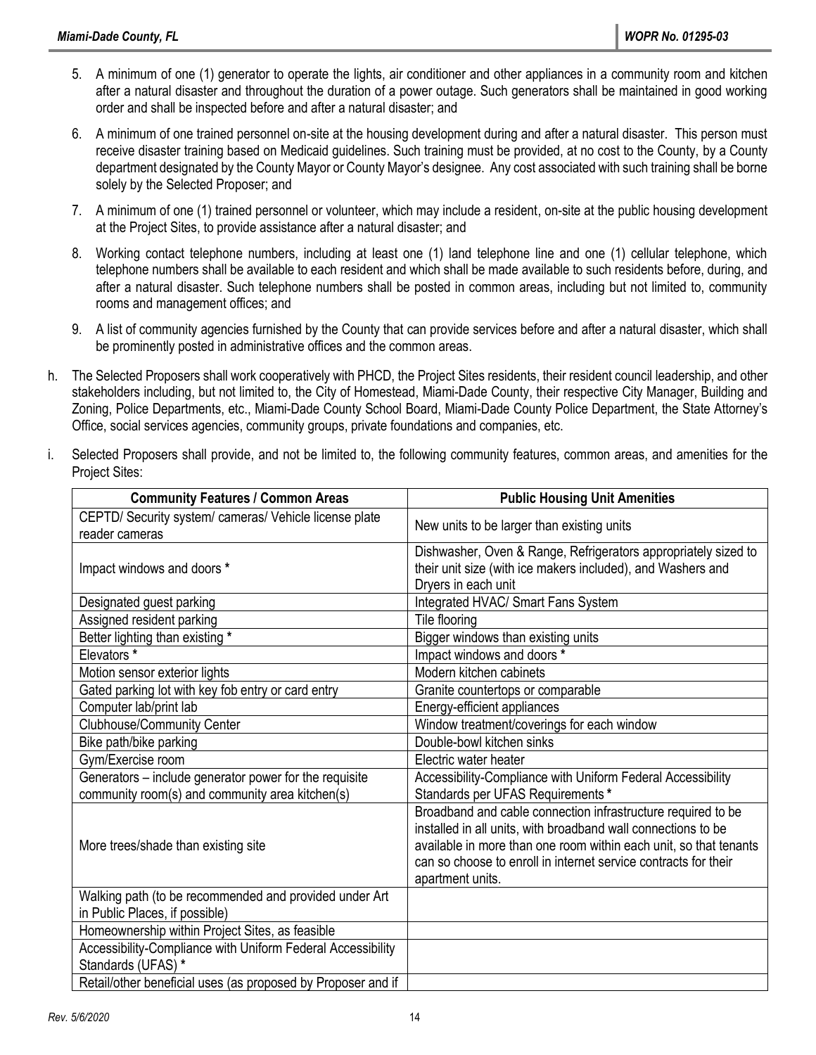5. A minimum of one (1) generator to operate the lights, air conditioner and other appliances in a community room and kitchen after a natural disaster and throughout the duration of a power outage. Such generators shall be maintained in good working order and shall be inspected before and after a natural disaster; and

6. A minimum of one trained personnel on-site at the housing development during and after a natural disaster. This person must receive disaster training based on Medicaid guidelines. Such training must be provided, at no cost to the County, by a County department designated by the County Mayor or County Mayor's designee. Any cost associated with such training shall be borne solely by the Selected Proposer; and

7. A minimum of one (1) trained personnel or volunteer, which may include a resident, on-site at the public housing development at the Project Sites, to provide assistance after a natural disaster; and

8. Working contact telephone numbers, including at least one (1) land telephone line and one (1) cellular telephone, which telephone numbers shall be available to each resident and which shall be made available to such residents before, during, and after a natural disaster. Such telephone numbers shall be posted in common areas, including but not limited to, community rooms and management offices; and

9. A list of community agencies furnished by the County that can provide services before and after a natural disaster, which shall be prominently posted in administrative offices and the common areas.

h. The Selected Proposers shall work cooperatively with PHCD, the Project Sites residents, their resident council leadership, and other stakeholders including, but not limited to, the City of Homestead, Miami-Dade County, their respective City Manager, Building and Zoning, Police Departments, etc., Miami-Dade County School Board, Miami-Dade County Police Department, the State Attorney's Office, social services agencies, community groups, private foundations and companies, etc.

i. Selected Proposers shall provide, and not be limited to, the following community features, common areas, and amenities for the Project Sites:

| Community Features / Common Areas | Public Housing Unit Amenities |
|---|---|
| CEPTD/ Security system/ cameras/ Vehicle license plate reader cameras | New units to be larger than existing units |
| Impact windows and doors * | Dishwasher, Oven & Range, Refrigerators appropriately sized to their unit size (with ice makers included), and Washers and Dryers in each unit |
| Designated guest parking | Integrated HVAC/ Smart Fans System |
| Assigned resident parking | Tile flooring |
| Better lighting than existing * | Bigger windows than existing units |
| Elevators * | Impact windows and doors * |
| Motion sensor exterior lights | Modern kitchen cabinets |
| Gated parking lot with key fob entry or card entry | Granite countertops or comparable |
| Computer lab/print lab | Energy-efficient appliances |
| Clubhouse/Community Center | Window treatment/coverings for each window |
| Bike path/bike parking | Double-bowl kitchen sinks |
| Gym/Exercise room | Electric water heater |
| Generators – include generator power for the requisite community room(s) and community area kitchen(s) | Accessibility-Compliance with Uniform Federal Accessibility Standards per UFAS Requirements * |
| More trees/shade than existing site | Broadband and cable connection infrastructure required to be installed in all units, with broadband wall connections to be available in more than one room within each unit, so that tenants can so choose to enroll in internet service contracts for their apartment units. |
| Walking path (to be recommended and provided under Art in Public Places, if possible) | |
| Homeownership within Project Sites, as feasible | |
| Accessibility-Compliance with Uniform Federal Accessibility Standards (UFAS) * | |
| Retail/other beneficial uses (as proposed by Proposer and if | |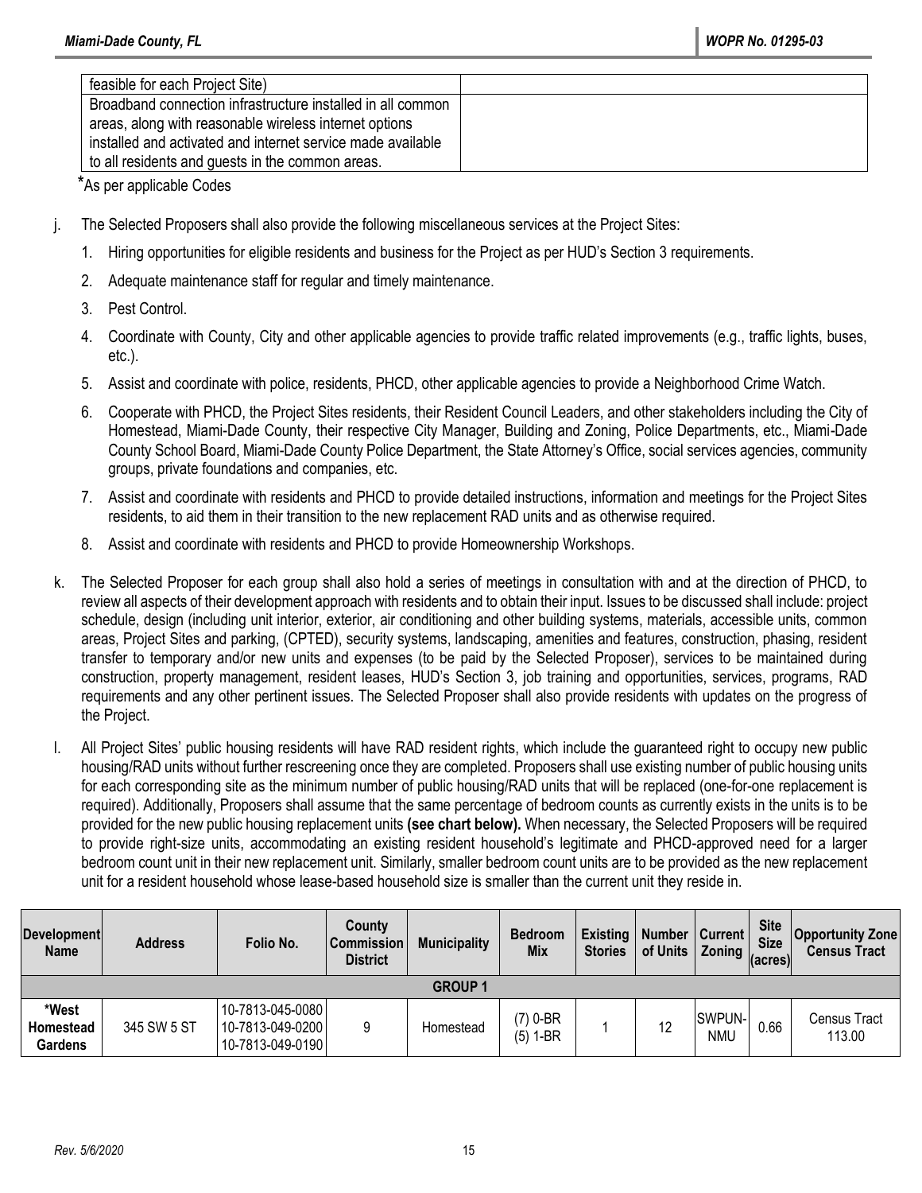| | |
|---|---|
| feasible for each Project Site) | |
| Broadband connection infrastructure installed in all common areas, along with reasonable wireless internet options installed and activated and internet service made available to all residents and guests in the common areas. | |

*As per applicable Codes

j. The Selected Proposers shall also provide the following miscellaneous services at the Project Sites:

   1. Hiring opportunities for eligible residents and business for the Project as per HUD's Section 3 requirements.
   2. Adequate maintenance staff for regular and timely maintenance.
   3. Pest Control.
   4. Coordinate with County, City and other applicable agencies to provide traffic related improvements (e.g., traffic lights, buses, etc.).
   5. Assist and coordinate with police, residents, PHCD, other applicable agencies to provide a Neighborhood Crime Watch.
   6. Cooperate with PHCD, the Project Sites residents, their Resident Council Leaders, and other stakeholders including the City of Homestead, Miami-Dade County, their respective City Manager, Building and Zoning, Police Departments, etc., Miami-Dade County School Board, Miami-Dade County Police Department, the State Attorney's Office, social services agencies, community groups, private foundations and companies, etc.
   7. Assist and coordinate with residents and PHCD to provide detailed instructions, information and meetings for the Project Sites residents, to aid them in their transition to the new replacement RAD units and as otherwise required.
   8. Assist and coordinate with residents and PHCD to provide Homeownership Workshops.

k. The Selected Proposer for each group shall also hold a series of meetings in consultation with and at the direction of PHCD, to review all aspects of their development approach with residents and to obtain their input. Issues to be discussed shall include: project schedule, design (including unit interior, exterior, air conditioning and other building systems, materials, accessible units, common areas, Project Sites and parking, (CPTED), security systems, landscaping, amenities and features, construction, phasing, resident transfer to temporary and/or new units and expenses (to be paid by the Selected Proposer), services to be maintained during construction, property management, resident leases, HUD's Section 3, job training and opportunities, services, programs, RAD requirements and any other pertinent issues. The Selected Proposer shall also provide residents with updates on the progress of the Project.

l. All Project Sites' public housing residents will have RAD resident rights, which include the guaranteed right to occupy new public housing/RAD units without further rescreening once they are completed. Proposers shall use existing number of public housing units for each corresponding site as the minimum number of public housing/RAD units that will be replaced (one-for-one replacement is required). Additionally, Proposers shall assume that the same percentage of bedroom counts as currently exists in the units is to be provided for the new public housing replacement units **(see chart below).** When necessary, the Selected Proposers will be required to provide right-size units, accommodating an existing resident household's legitimate and PHCD-approved need for a larger bedroom count unit in their new replacement unit. Similarly, smaller bedroom count units are to be provided as the new replacement unit for a resident household whose lease-based household size is smaller than the current unit they reside in.

| Development Name | Address | Folio No. | County Commission District | Municipality | Bedroom Mix | Existing Stories | Number of Units | Current Zoning | Site Size (acres) | Opportunity Zone Census Tract |
|---|---|---|---|---|---|---|---|---|---|---|
| **GROUP 1** | | | | | | | | | | |
| **\*West Homestead Gardens** | 345 SW 5 ST | 10-7813-045-0080<br>10-7813-049-0200<br>10-7813-049-0190 | 9 | Homestead | (7) 0-BR<br>(5) 1-BR | 1 | 12 | SWPUN-NMU | 0.66 | Census Tract 113.00 |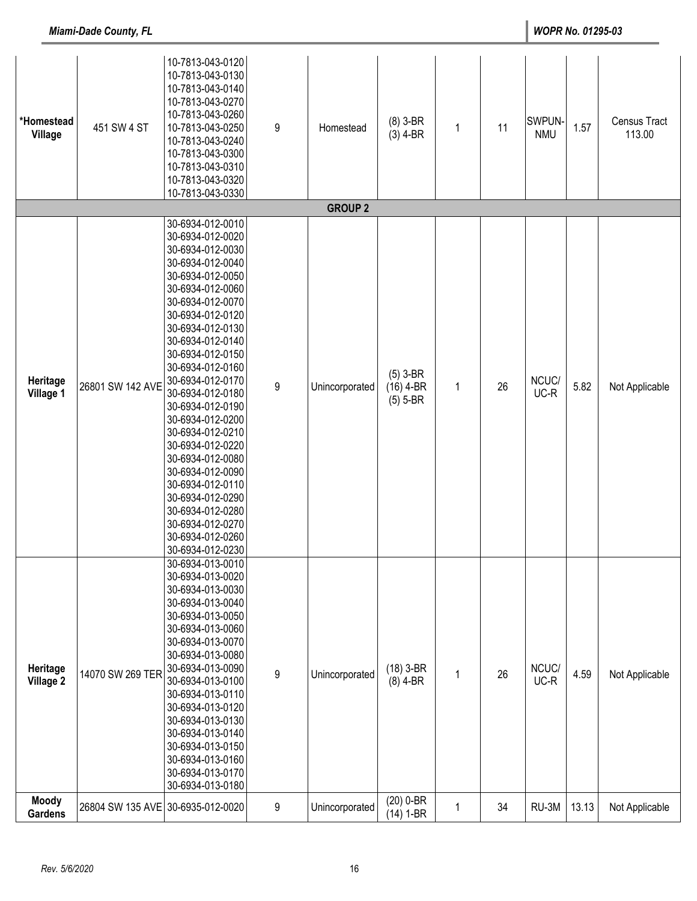| | | | | | | | | | | |
|---|---|---|---|---|---|---|---|---|---|---|
| *Homestead Village | 451 SW 4 ST | 10-7813-043-0120<br>10-7813-043-0130<br>10-7813-043-0140<br>10-7813-043-0270<br>10-7813-043-0260<br>10-7813-043-0250<br>10-7813-043-0240<br>10-7813-043-0300<br>10-7813-043-0310<br>10-7813-043-0320<br>10-7813-043-0330 | 9 | Homestead | (8) 3-BR<br>(3) 4-BR | 1 | 11 | SWPUN-NMU | 1.57 | Census Tract 113.00 |
| **GROUP 2** | | | | | | | | | | |
| Heritage Village 1 | 26801 SW 142 AVE | 30-6934-012-0010<br>30-6934-012-0020<br>30-6934-012-0030<br>30-6934-012-0040<br>30-6934-012-0050<br>30-6934-012-0060<br>30-6934-012-0070<br>30-6934-012-0120<br>30-6934-012-0130<br>30-6934-012-0140<br>30-6934-012-0150<br>30-6934-012-0160<br>30-6934-012-0170<br>30-6934-012-0180<br>30-6934-012-0190<br>30-6934-012-0200<br>30-6934-012-0210<br>30-6934-012-0220<br>30-6934-012-0080<br>30-6934-012-0090<br>30-6934-012-0110<br>30-6934-012-0290<br>30-6934-012-0280<br>30-6934-012-0270<br>30-6934-012-0260<br>30-6934-012-0230 | 9 | Unincorporated | (5) 3-BR<br>(16) 4-BR<br>(5) 5-BR | 1 | 26 | NCUC/ UC-R | 5.82 | Not Applicable |
| Heritage Village 2 | 14070 SW 269 TER | 30-6934-013-0010<br>30-6934-013-0020<br>30-6934-013-0030<br>30-6934-013-0040<br>30-6934-013-0050<br>30-6934-013-0060<br>30-6934-013-0070<br>30-6934-013-0080<br>30-6934-013-0090<br>30-6934-013-0100<br>30-6934-013-0110<br>30-6934-013-0120<br>30-6934-013-0130<br>30-6934-013-0140<br>30-6934-013-0150<br>30-6934-013-0160<br>30-6934-013-0170<br>30-6934-013-0180 | 9 | Unincorporated | (18) 3-BR<br>(8) 4-BR | 1 | 26 | NCUC/ UC-R | 4.59 | Not Applicable |
| Moody Gardens | 26804 SW 135 AVE | 30-6935-012-0020 | 9 | Unincorporated | (20) 0-BR<br>(14) 1-BR | 1 | 34 | RU-3M | 13.13 | Not Applicable |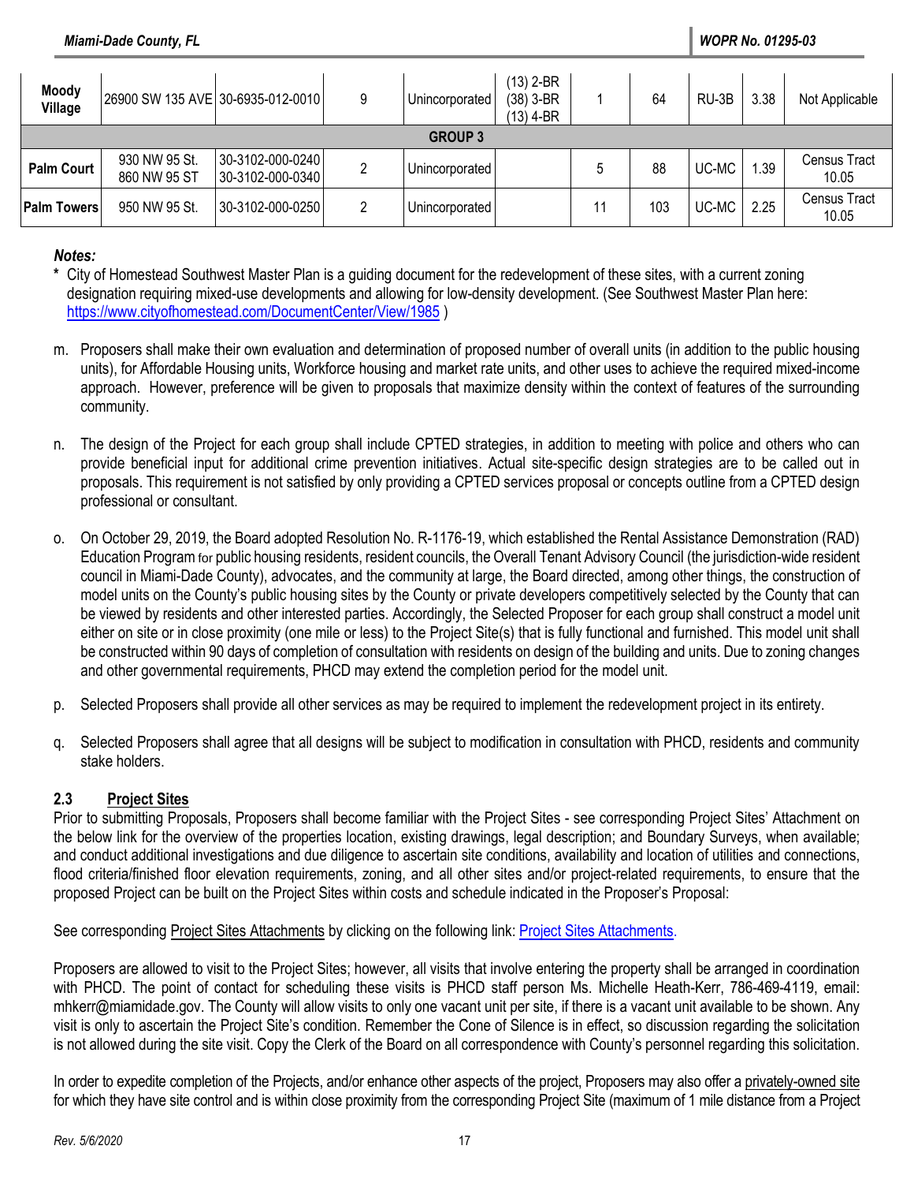| Moody Village | 26900 SW 135 AVE | 30-6935-012-0010 | 9 | Unincorporated | (13) 2-BR (38) 3-BR (13) 4-BR | 1 | 64 | RU-3B | 3.38 | Not Applicable |
|---|---|---|---|---|---|---|---|---|---|---|
| **GROUP 3** | | | | | | | | | | |
| **Palm Court** | 930 NW 95 St. 860 NW 95 ST | 30-3102-000-0240 30-3102-000-0340 | 2 | Unincorporated | | 5 | 88 | UC-MC | 1.39 | Census Tract 10.05 |
| **Palm Towers** | 950 NW 95 St. | 30-3102-000-0250 | 2 | Unincorporated | | 11 | 103 | UC-MC | 2.25 | Census Tract 10.05 |

***Notes:***

**\*** City of Homestead Southwest Master Plan is a guiding document for the redevelopment of these sites, with a current zoning designation requiring mixed-use developments and allowing for low-density development. (See Southwest Master Plan here: https://www.cityofhomestead.com/DocumentCenter/View/1985 )

m. Proposers shall make their own evaluation and determination of proposed number of overall units (in addition to the public housing units), for Affordable Housing units, Workforce housing and market rate units, and other uses to achieve the required mixed-income approach. However, preference will be given to proposals that maximize density within the context of features of the surrounding community.

n. The design of the Project for each group shall include CPTED strategies, in addition to meeting with police and others who can provide beneficial input for additional crime prevention initiatives. Actual site-specific design strategies are to be called out in proposals. This requirement is not satisfied by only providing a CPTED services proposal or concepts outline from a CPTED design professional or consultant.

o. On October 29, 2019, the Board adopted Resolution No. R-1176-19, which established the Rental Assistance Demonstration (RAD) Education Program for public housing residents, resident councils, the Overall Tenant Advisory Council (the jurisdiction-wide resident council in Miami-Dade County), advocates, and the community at large, the Board directed, among other things, the construction of model units on the County's public housing sites by the County or private developers competitively selected by the County that can be viewed by residents and other interested parties. Accordingly, the Selected Proposer for each group shall construct a model unit either on site or in close proximity (one mile or less) to the Project Site(s) that is fully functional and furnished. This model unit shall be constructed within 90 days of completion of consultation with residents on design of the building and units. Due to zoning changes and other governmental requirements, PHCD may extend the completion period for the model unit.

p. Selected Proposers shall provide all other services as may be required to implement the redevelopment project in its entirety.

q. Selected Proposers shall agree that all designs will be subject to modification in consultation with PHCD, residents and community stake holders.

### 2.3 Project Sites

Prior to submitting Proposals, Proposers shall become familiar with the Project Sites - see corresponding Project Sites' Attachment on the below link for the overview of the properties location, existing drawings, legal description; and Boundary Surveys, when available; and conduct additional investigations and due diligence to ascertain site conditions, availability and location of utilities and connections, flood criteria/finished floor elevation requirements, zoning, and all other sites and/or project-related requirements, to ensure that the proposed Project can be built on the Project Sites within costs and schedule indicated in the Proposer's Proposal:

See corresponding Project Sites Attachments by clicking on the following link: Project Sites Attachments.

Proposers are allowed to visit to the Project Sites; however, all visits that involve entering the property shall be arranged in coordination with PHCD. The point of contact for scheduling these visits is PHCD staff person Ms. Michelle Heath-Kerr, 786-469-4119, email: mhkerr@miamidade.gov. The County will allow visits to only one vacant unit per site, if there is a vacant unit available to be shown. Any visit is only to ascertain the Project Site's condition. Remember the Cone of Silence is in effect, so discussion regarding the solicitation is not allowed during the site visit. Copy the Clerk of the Board on all correspondence with County's personnel regarding this solicitation.

In order to expedite completion of the Projects, and/or enhance other aspects of the project, Proposers may also offer a privately-owned site for which they have site control and is within close proximity from the corresponding Project Site (maximum of 1 mile distance from a Project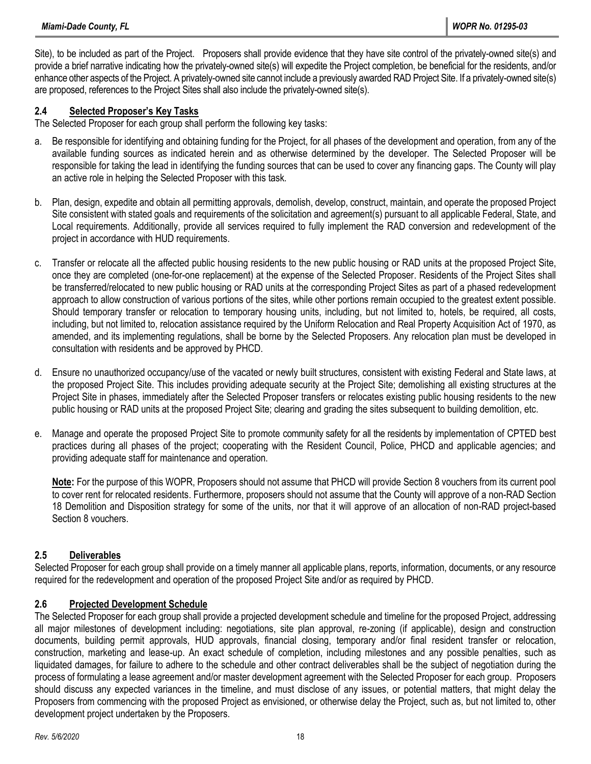Site), to be included as part of the Project. Proposers shall provide evidence that they have site control of the privately-owned site(s) and provide a brief narrative indicating how the privately-owned site(s) will expedite the Project completion, be beneficial for the residents, and/or enhance other aspects of the Project. A privately-owned site cannot include a previously awarded RAD Project Site. If a privately-owned site(s) are proposed, references to the Project Sites shall also include the privately-owned site(s).

### 2.4 Selected Proposer's Key Tasks

The Selected Proposer for each group shall perform the following key tasks:

a. Be responsible for identifying and obtaining funding for the Project, for all phases of the development and operation, from any of the available funding sources as indicated herein and as otherwise determined by the developer. The Selected Proposer will be responsible for taking the lead in identifying the funding sources that can be used to cover any financing gaps. The County will play an active role in helping the Selected Proposer with this task.

b. Plan, design, expedite and obtain all permitting approvals, demolish, develop, construct, maintain, and operate the proposed Project Site consistent with stated goals and requirements of the solicitation and agreement(s) pursuant to all applicable Federal, State, and Local requirements. Additionally, provide all services required to fully implement the RAD conversion and redevelopment of the project in accordance with HUD requirements.

c. Transfer or relocate all the affected public housing residents to the new public housing or RAD units at the proposed Project Site, once they are completed (one-for-one replacement) at the expense of the Selected Proposer. Residents of the Project Sites shall be transferred/relocated to new public housing or RAD units at the corresponding Project Sites as part of a phased redevelopment approach to allow construction of various portions of the sites, while other portions remain occupied to the greatest extent possible. Should temporary transfer or relocation to temporary housing units, including, but not limited to, hotels, be required, all costs, including, but not limited to, relocation assistance required by the Uniform Relocation and Real Property Acquisition Act of 1970, as amended, and its implementing regulations, shall be borne by the Selected Proposers. Any relocation plan must be developed in consultation with residents and be approved by PHCD.

d. Ensure no unauthorized occupancy/use of the vacated or newly built structures, consistent with existing Federal and State laws, at the proposed Project Site. This includes providing adequate security at the Project Site; demolishing all existing structures at the Project Site in phases, immediately after the Selected Proposer transfers or relocates existing public housing residents to the new public housing or RAD units at the proposed Project Site; clearing and grading the sites subsequent to building demolition, etc.

e. Manage and operate the proposed Project Site to promote community safety for all the residents by implementation of CPTED best practices during all phases of the project; cooperating with the Resident Council, Police, PHCD and applicable agencies; and providing adequate staff for maintenance and operation.

   **Note:** For the purpose of this WOPR, Proposers should not assume that PHCD will provide Section 8 vouchers from its current pool to cover rent for relocated residents. Furthermore, proposers should not assume that the County will approve of a non-RAD Section 18 Demolition and Disposition strategy for some of the units, nor that it will approve of an allocation of non-RAD project-based Section 8 vouchers.

### 2.5 Deliverables

Selected Proposer for each group shall provide on a timely manner all applicable plans, reports, information, documents, or any resource required for the redevelopment and operation of the proposed Project Site and/or as required by PHCD.

### 2.6 Projected Development Schedule

The Selected Proposer for each group shall provide a projected development schedule and timeline for the proposed Project, addressing all major milestones of development including: negotiations, site plan approval, re-zoning (if applicable), design and construction documents, building permit approvals, HUD approvals, financial closing, temporary and/or final resident transfer or relocation, construction, marketing and lease-up. An exact schedule of completion, including milestones and any possible penalties, such as liquidated damages, for failure to adhere to the schedule and other contract deliverables shall be the subject of negotiation during the process of formulating a lease agreement and/or master development agreement with the Selected Proposer for each group. Proposers should discuss any expected variances in the timeline, and must disclose of any issues, or potential matters, that might delay the Proposers from commencing with the proposed Project as envisioned, or otherwise delay the Project, such as, but not limited to, other development project undertaken by the Proposers.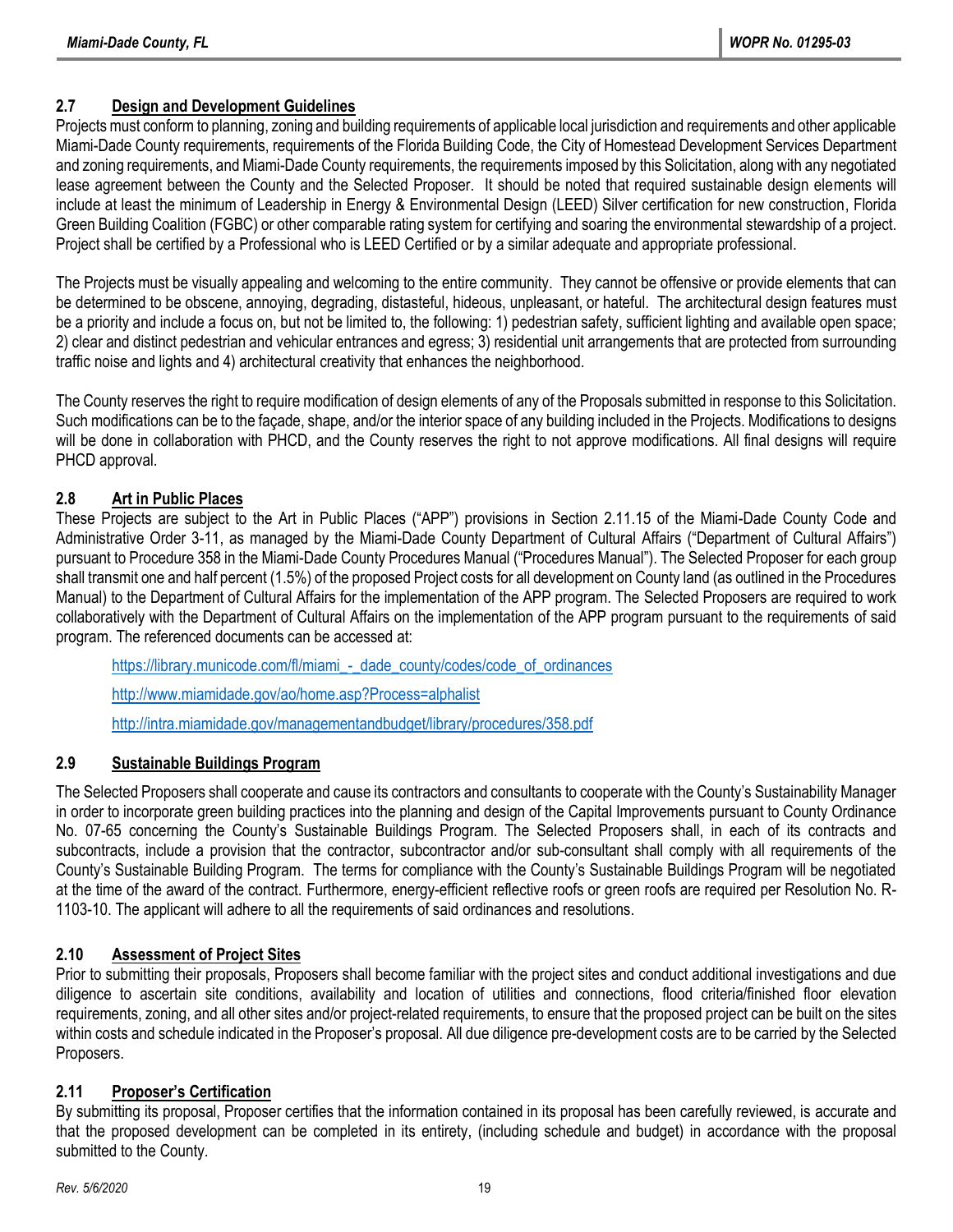## 2.7 Design and Development Guidelines

Projects must conform to planning, zoning and building requirements of applicable local jurisdiction and requirements and other applicable Miami-Dade County requirements, requirements of the Florida Building Code, the City of Homestead Development Services Department and zoning requirements, and Miami-Dade County requirements, the requirements imposed by this Solicitation, along with any negotiated lease agreement between the County and the Selected Proposer. It should be noted that required sustainable design elements will include at least the minimum of Leadership in Energy & Environmental Design (LEED) Silver certification for new construction, Florida Green Building Coalition (FGBC) or other comparable rating system for certifying and soaring the environmental stewardship of a project. Project shall be certified by a Professional who is LEED Certified or by a similar adequate and appropriate professional.

The Projects must be visually appealing and welcoming to the entire community. They cannot be offensive or provide elements that can be determined to be obscene, annoying, degrading, distasteful, hideous, unpleasant, or hateful. The architectural design features must be a priority and include a focus on, but not be limited to, the following: 1) pedestrian safety, sufficient lighting and available open space; 2) clear and distinct pedestrian and vehicular entrances and egress; 3) residential unit arrangements that are protected from surrounding traffic noise and lights and 4) architectural creativity that enhances the neighborhood.

The County reserves the right to require modification of design elements of any of the Proposals submitted in response to this Solicitation. Such modifications can be to the façade, shape, and/or the interior space of any building included in the Projects. Modifications to designs will be done in collaboration with PHCD, and the County reserves the right to not approve modifications. All final designs will require PHCD approval.

## 2.8 Art in Public Places

These Projects are subject to the Art in Public Places ("APP") provisions in Section 2.11.15 of the Miami-Dade County Code and Administrative Order 3-11, as managed by the Miami-Dade County Department of Cultural Affairs ("Department of Cultural Affairs") pursuant to Procedure 358 in the Miami-Dade County Procedures Manual ("Procedures Manual"). The Selected Proposer for each group shall transmit one and half percent (1.5%) of the proposed Project costs for all development on County land (as outlined in the Procedures Manual) to the Department of Cultural Affairs for the implementation of the APP program. The Selected Proposers are required to work collaboratively with the Department of Cultural Affairs on the implementation of the APP program pursuant to the requirements of said program. The referenced documents can be accessed at:

https://library.municode.com/fl/miami_-_dade_county/codes/code_of_ordinances

http://www.miamidade.gov/ao/home.asp?Process=alphalist

http://intra.miamidade.gov/managementandbudget/library/procedures/358.pdf

## 2.9 Sustainable Buildings Program

The Selected Proposers shall cooperate and cause its contractors and consultants to cooperate with the County's Sustainability Manager in order to incorporate green building practices into the planning and design of the Capital Improvements pursuant to County Ordinance No. 07-65 concerning the County's Sustainable Buildings Program. The Selected Proposers shall, in each of its contracts and subcontracts, include a provision that the contractor, subcontractor and/or sub-consultant shall comply with all requirements of the County's Sustainable Building Program. The terms for compliance with the County's Sustainable Buildings Program will be negotiated at the time of the award of the contract. Furthermore, energy-efficient reflective roofs or green roofs are required per Resolution No. R-1103-10. The applicant will adhere to all the requirements of said ordinances and resolutions.

## 2.10 Assessment of Project Sites

Prior to submitting their proposals, Proposers shall become familiar with the project sites and conduct additional investigations and due diligence to ascertain site conditions, availability and location of utilities and connections, flood criteria/finished floor elevation requirements, zoning, and all other sites and/or project-related requirements, to ensure that the proposed project can be built on the sites within costs and schedule indicated in the Proposer's proposal. All due diligence pre-development costs are to be carried by the Selected Proposers.

## 2.11 Proposer's Certification

By submitting its proposal, Proposer certifies that the information contained in its proposal has been carefully reviewed, is accurate and that the proposed development can be completed in its entirety, (including schedule and budget) in accordance with the proposal submitted to the County.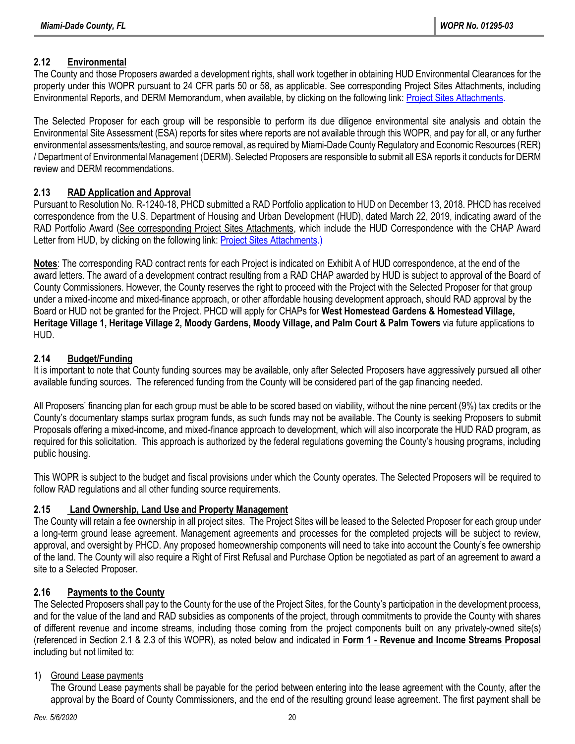### 2.12 Environmental

The County and those Proposers awarded a development rights, shall work together in obtaining HUD Environmental Clearances for the property under this WOPR pursuant to 24 CFR parts 50 or 58, as applicable. See corresponding Project Sites Attachments, including Environmental Reports, and DERM Memorandum, when available, by clicking on the following link: Project Sites Attachments.

The Selected Proposer for each group will be responsible to perform its due diligence environmental site analysis and obtain the Environmental Site Assessment (ESA) reports for sites where reports are not available through this WOPR, and pay for all, or any further environmental assessments/testing, and source removal, as required by Miami-Dade County Regulatory and Economic Resources (RER) / Department of Environmental Management (DERM). Selected Proposers are responsible to submit all ESA reports it conducts for DERM review and DERM recommendations.

### 2.13 RAD Application and Approval

Pursuant to Resolution No. R-1240-18, PHCD submitted a RAD Portfolio application to HUD on December 13, 2018. PHCD has received correspondence from the U.S. Department of Housing and Urban Development (HUD), dated March 22, 2019, indicating award of the RAD Portfolio Award (See corresponding Project Sites Attachments, which include the HUD Correspondence with the CHAP Award Letter from HUD, by clicking on the following link: Project Sites Attachments.)

**Notes**: The corresponding RAD contract rents for each Project is indicated on Exhibit A of HUD correspondence, at the end of the award letters. The award of a development contract resulting from a RAD CHAP awarded by HUD is subject to approval of the Board of County Commissioners. However, the County reserves the right to proceed with the Project with the Selected Proposer for that group under a mixed-income and mixed-finance approach, or other affordable housing development approach, should RAD approval by the Board or HUD not be granted for the Project. PHCD will apply for CHAPs for **West Homestead Gardens & Homestead Village, Heritage Village 1, Heritage Village 2, Moody Gardens, Moody Village, and Palm Court & Palm Towers** via future applications to HUD.

### 2.14 Budget/Funding

It is important to note that County funding sources may be available, only after Selected Proposers have aggressively pursued all other available funding sources. The referenced funding from the County will be considered part of the gap financing needed.

All Proposers' financing plan for each group must be able to be scored based on viability, without the nine percent (9%) tax credits or the County's documentary stamps surtax program funds, as such funds may not be available. The County is seeking Proposers to submit Proposals offering a mixed-income, and mixed-finance approach to development, which will also incorporate the HUD RAD program, as required for this solicitation. This approach is authorized by the federal regulations governing the County's housing programs, including public housing.

This WOPR is subject to the budget and fiscal provisions under which the County operates. The Selected Proposers will be required to follow RAD regulations and all other funding source requirements.

### 2.15 Land Ownership, Land Use and Property Management

The County will retain a fee ownership in all project sites. The Project Sites will be leased to the Selected Proposer for each group under a long-term ground lease agreement. Management agreements and processes for the completed projects will be subject to review, approval, and oversight by PHCD. Any proposed homeownership components will need to take into account the County's fee ownership of the land. The County will also require a Right of First Refusal and Purchase Option be negotiated as part of an agreement to award a site to a Selected Proposer.

### 2.16 Payments to the County

The Selected Proposers shall pay to the County for the use of the Project Sites, for the County's participation in the development process, and for the value of the land and RAD subsidies as components of the project, through commitments to provide the County with shares of different revenue and income streams, including those coming from the project components built on any privately-owned site(s) (referenced in Section 2.1 & 2.3 of this WOPR), as noted below and indicated in **Form 1 - Revenue and Income Streams Proposal** including but not limited to:

1) Ground Lease payments

   The Ground Lease payments shall be payable for the period between entering into the lease agreement with the County, after the approval by the Board of County Commissioners, and the end of the resulting ground lease agreement. The first payment shall be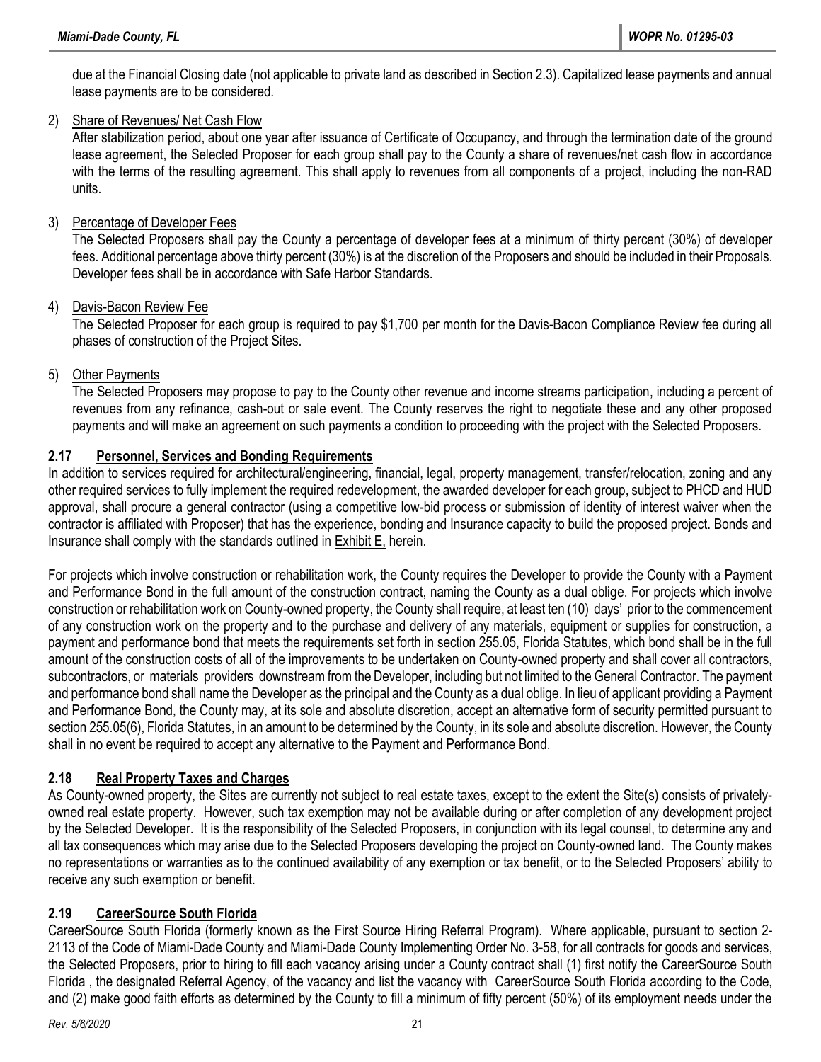due at the Financial Closing date (not applicable to private land as described in Section 2.3). Capitalized lease payments and annual lease payments are to be considered.

2) Share of Revenues/ Net Cash Flow

After stabilization period, about one year after issuance of Certificate of Occupancy, and through the termination date of the ground lease agreement, the Selected Proposer for each group shall pay to the County a share of revenues/net cash flow in accordance with the terms of the resulting agreement. This shall apply to revenues from all components of a project, including the non-RAD units.

3) Percentage of Developer Fees

The Selected Proposers shall pay the County a percentage of developer fees at a minimum of thirty percent (30%) of developer fees. Additional percentage above thirty percent (30%) is at the discretion of the Proposers and should be included in their Proposals. Developer fees shall be in accordance with Safe Harbor Standards.

4) Davis-Bacon Review Fee

The Selected Proposer for each group is required to pay $1,700 per month for the Davis-Bacon Compliance Review fee during all phases of construction of the Project Sites.

5) Other Payments

The Selected Proposers may propose to pay to the County other revenue and income streams participation, including a percent of revenues from any refinance, cash-out or sale event. The County reserves the right to negotiate these and any other proposed payments and will make an agreement on such payments a condition to proceeding with the project with the Selected Proposers.

## 2.17 Personnel, Services and Bonding Requirements

In addition to services required for architectural/engineering, financial, legal, property management, transfer/relocation, zoning and any other required services to fully implement the required redevelopment, the awarded developer for each group, subject to PHCD and HUD approval, shall procure a general contractor (using a competitive low-bid process or submission of identity of interest waiver when the contractor is affiliated with Proposer) that has the experience, bonding and Insurance capacity to build the proposed project. Bonds and Insurance shall comply with the standards outlined in Exhibit E, herein.

For projects which involve construction or rehabilitation work, the County requires the Developer to provide the County with a Payment and Performance Bond in the full amount of the construction contract, naming the County as a dual oblige. For projects which involve construction or rehabilitation work on County-owned property, the County shall require, at least ten (10) days' prior to the commencement of any construction work on the property and to the purchase and delivery of any materials, equipment or supplies for construction, a payment and performance bond that meets the requirements set forth in section 255.05, Florida Statutes, which bond shall be in the full amount of the construction costs of all of the improvements to be undertaken on County-owned property and shall cover all contractors, subcontractors, or materials providers downstream from the Developer, including but not limited to the General Contractor. The payment and performance bond shall name the Developer as the principal and the County as a dual oblige. In lieu of applicant providing a Payment and Performance Bond, the County may, at its sole and absolute discretion, accept an alternative form of security permitted pursuant to section 255.05(6), Florida Statutes, in an amount to be determined by the County, in its sole and absolute discretion. However, the County shall in no event be required to accept any alternative to the Payment and Performance Bond.

## 2.18 Real Property Taxes and Charges

As County-owned property, the Sites are currently not subject to real estate taxes, except to the extent the Site(s) consists of privately-owned real estate property. However, such tax exemption may not be available during or after completion of any development project by the Selected Developer. It is the responsibility of the Selected Proposers, in conjunction with its legal counsel, to determine any and all tax consequences which may arise due to the Selected Proposers developing the project on County-owned land. The County makes no representations or warranties as to the continued availability of any exemption or tax benefit, or to the Selected Proposers' ability to receive any such exemption or benefit.

## 2.19 CareerSource South Florida

CareerSource South Florida (formerly known as the First Source Hiring Referral Program). Where applicable, pursuant to section 2-2113 of the Code of Miami-Dade County and Miami-Dade County Implementing Order No. 3-58, for all contracts for goods and services, the Selected Proposers, prior to hiring to fill each vacancy arising under a County contract shall (1) first notify the CareerSource South Florida , the designated Referral Agency, of the vacancy and list the vacancy with CareerSource South Florida according to the Code, and (2) make good faith efforts as determined by the County to fill a minimum of fifty percent (50%) of its employment needs under the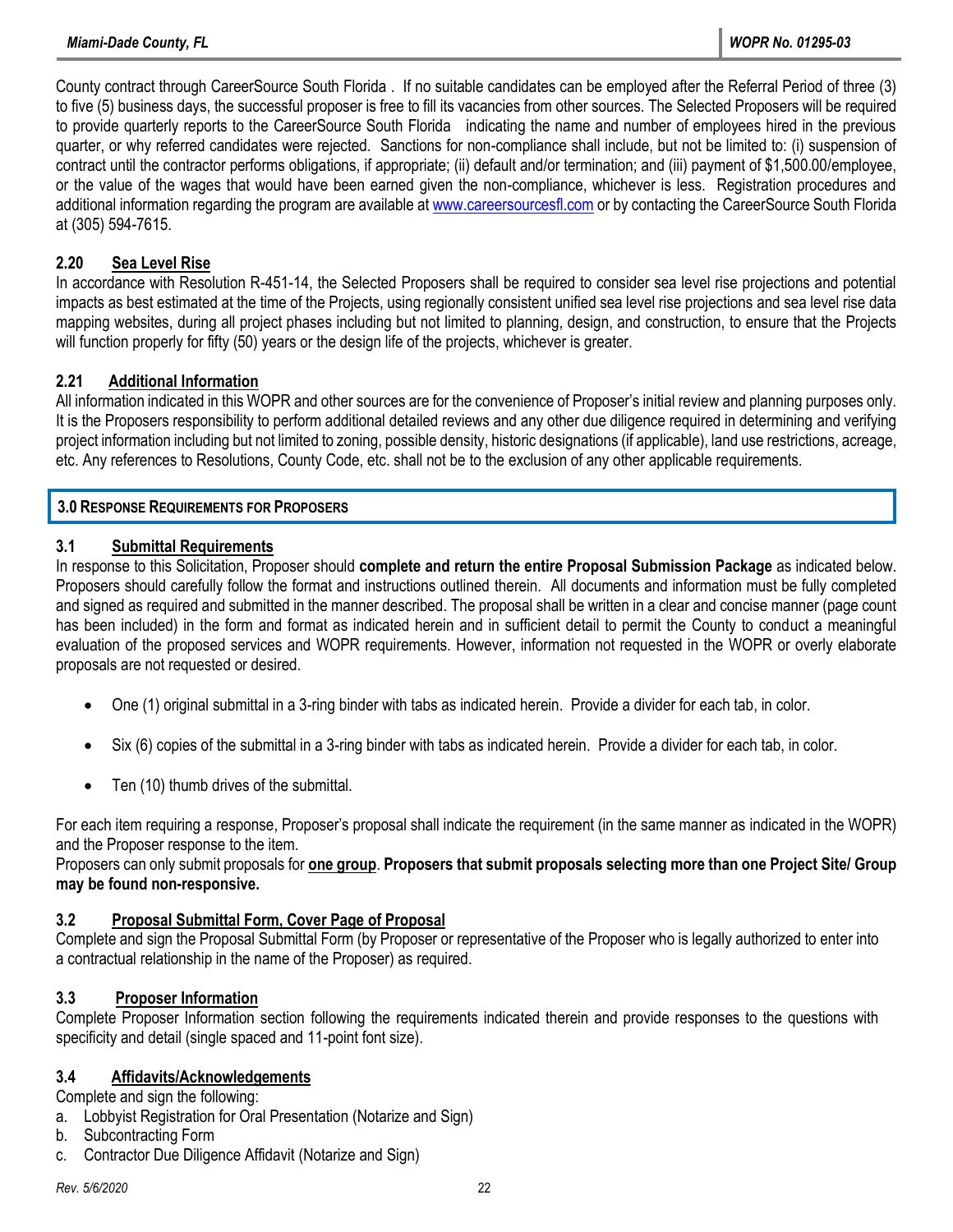County contract through CareerSource South Florida . If no suitable candidates can be employed after the Referral Period of three (3) to five (5) business days, the successful proposer is free to fill its vacancies from other sources. The Selected Proposers will be required to provide quarterly reports to the CareerSource South Florida indicating the name and number of employees hired in the previous quarter, or why referred candidates were rejected. Sanctions for non-compliance shall include, but not be limited to: (i) suspension of contract until the contractor performs obligations, if appropriate; (ii) default and/or termination; and (iii) payment of $1,500.00/employee, or the value of the wages that would have been earned given the non-compliance, whichever is less. Registration procedures and additional information regarding the program are available at www.careersourcesfl.com or by contacting the CareerSource South Florida at (305) 594-7615.

### 2.20 Sea Level Rise

In accordance with Resolution R-451-14, the Selected Proposers shall be required to consider sea level rise projections and potential impacts as best estimated at the time of the Projects, using regionally consistent unified sea level rise projections and sea level rise data mapping websites, during all project phases including but not limited to planning, design, and construction, to ensure that the Projects will function properly for fifty (50) years or the design life of the projects, whichever is greater.

### 2.21 Additional Information

All information indicated in this WOPR and other sources are for the convenience of Proposer's initial review and planning purposes only. It is the Proposers responsibility to perform additional detailed reviews and any other due diligence required in determining and verifying project information including but not limited to zoning, possible density, historic designations (if applicable), land use restrictions, acreage, etc. Any references to Resolutions, County Code, etc. shall not be to the exclusion of any other applicable requirements.

## 3.0 Response Requirements for Proposers

### 3.1 Submittal Requirements

In response to this Solicitation, Proposer should **complete and return the entire Proposal Submission Package** as indicated below. Proposers should carefully follow the format and instructions outlined therein. All documents and information must be fully completed and signed as required and submitted in the manner described. The proposal shall be written in a clear and concise manner (page count has been included) in the form and format as indicated herein and in sufficient detail to permit the County to conduct a meaningful evaluation of the proposed services and WOPR requirements. However, information not requested in the WOPR or overly elaborate proposals are not requested or desired.

- One (1) original submittal in a 3-ring binder with tabs as indicated herein. Provide a divider for each tab, in color.
- Six (6) copies of the submittal in a 3-ring binder with tabs as indicated herein. Provide a divider for each tab, in color.
- Ten (10) thumb drives of the submittal.

For each item requiring a response, Proposer's proposal shall indicate the requirement (in the same manner as indicated in the WOPR) and the Proposer response to the item.

Proposers can only submit proposals for **one group**. **Proposers that submit proposals selecting more than one Project Site/ Group may be found non-responsive.**

### 3.2 Proposal Submittal Form, Cover Page of Proposal

Complete and sign the Proposal Submittal Form (by Proposer or representative of the Proposer who is legally authorized to enter into a contractual relationship in the name of the Proposer) as required.

### 3.3 Proposer Information

Complete Proposer Information section following the requirements indicated therein and provide responses to the questions with specificity and detail (single spaced and 11-point font size).

### 3.4 Affidavits/Acknowledgements

Complete and sign the following:

a. Lobbyist Registration for Oral Presentation (Notarize and Sign)
b. Subcontracting Form
c. Contractor Due Diligence Affidavit (Notarize and Sign)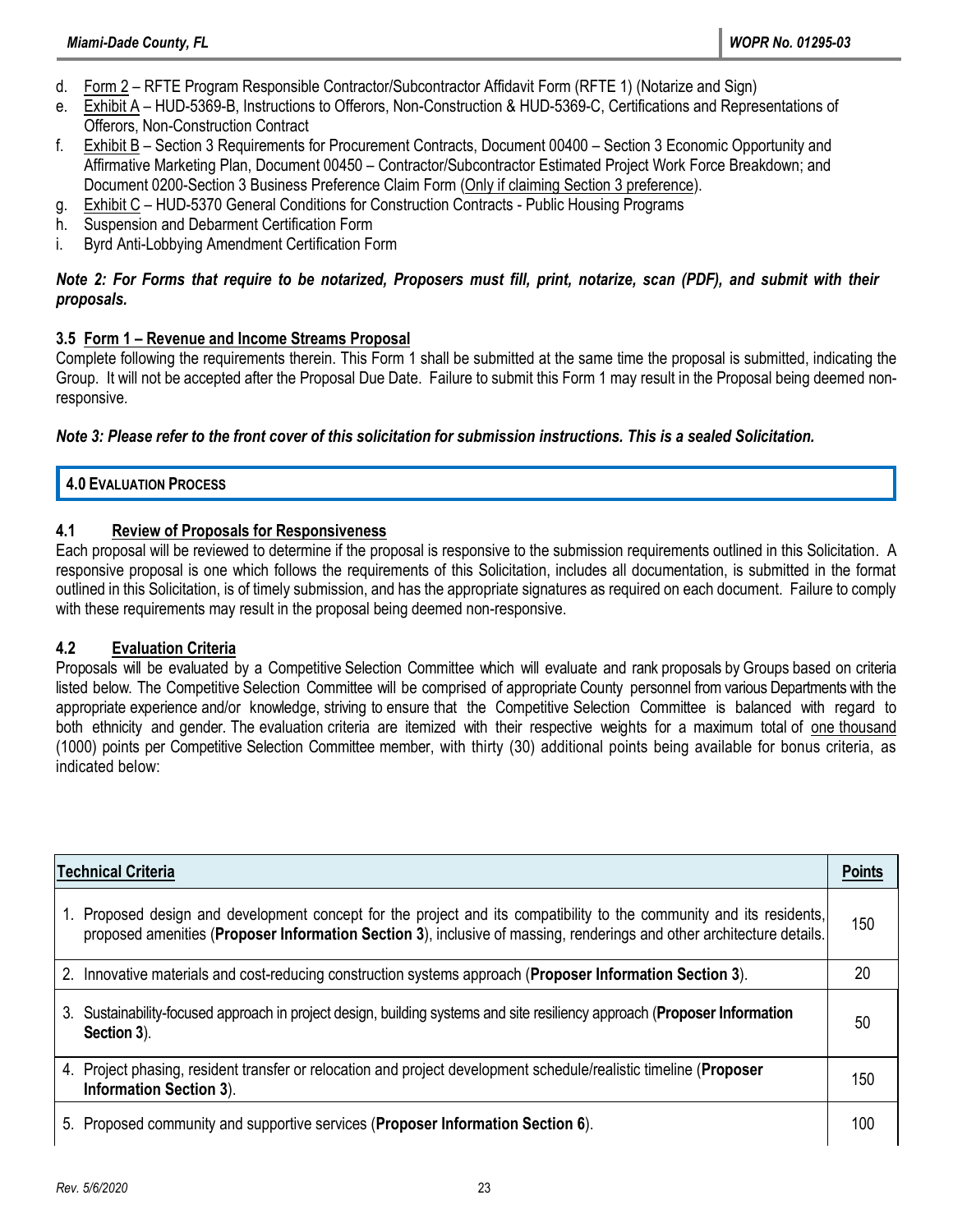d. <u>Form 2</u> – RFTE Program Responsible Contractor/Subcontractor Affidavit Form (RFTE 1) (Notarize and Sign)
e. <u>Exhibit A</u> – HUD-5369-B, Instructions to Offerors, Non-Construction & HUD-5369-C, Certifications and Representations of Offerors, Non-Construction Contract
f. <u>Exhibit B</u> – Section 3 Requirements for Procurement Contracts, Document 00400 – Section 3 Economic Opportunity and Affirmative Marketing Plan, Document 00450 – Contractor/Subcontractor Estimated Project Work Force Breakdown; and Document 0200-Section 3 Business Preference Claim Form (<u>Only if claiming Section 3 preference</u>).
g. <u>Exhibit C</u> – HUD-5370 General Conditions for Construction Contracts - Public Housing Programs
h. Suspension and Debarment Certification Form
i. Byrd Anti-Lobbying Amendment Certification Form

***Note 2: For Forms that require to be notarized, Proposers must fill, print, notarize, scan (PDF), and submit with their proposals.***

### 3.5 <u>Form 1 – Revenue and Income Streams Proposal</u>

Complete following the requirements therein. This Form 1 shall be submitted at the same time the proposal is submitted, indicating the Group. It will not be accepted after the Proposal Due Date. Failure to submit this Form 1 may result in the Proposal being deemed non-responsive.

***Note 3: Please refer to the front cover of this solicitation for submission instructions. This is a sealed Solicitation.***

## 4.0 EVALUATION PROCESS

### 4.1 <u>Review of Proposals for Responsiveness</u>

Each proposal will be reviewed to determine if the proposal is responsive to the submission requirements outlined in this Solicitation. A responsive proposal is one which follows the requirements of this Solicitation, includes all documentation, is submitted in the format outlined in this Solicitation, is of timely submission, and has the appropriate signatures as required on each document. Failure to comply with these requirements may result in the proposal being deemed non-responsive.

### 4.2 <u>Evaluation Criteria</u>

Proposals will be evaluated by a Competitive Selection Committee which will evaluate and rank proposals by Groups based on criteria listed below. The Competitive Selection Committee will be comprised of appropriate County personnel from various Departments with the appropriate experience and/or knowledge, striving to ensure that the Competitive Selection Committee is balanced with regard to both ethnicity and gender. The evaluation criteria are itemized with their respective weights for a maximum total of <u>one thousand</u> (1000) points per Competitive Selection Committee member, with thirty (30) additional points being available for bonus criteria, as indicated below:

| <u>Technical Criteria</u> | <u>Points</u> |
|---|---|
| 1. Proposed design and development concept for the project and its compatibility to the community and its residents, proposed amenities (**Proposer Information Section 3**), inclusive of massing, renderings and other architecture details. | 150 |
| 2. Innovative materials and cost-reducing construction systems approach (**Proposer Information Section 3**). | 20 |
| 3. Sustainability-focused approach in project design, building systems and site resiliency approach (**Proposer Information Section 3**). | 50 |
| 4. Project phasing, resident transfer or relocation and project development schedule/realistic timeline (**Proposer Information Section 3**). | 150 |
| 5. Proposed community and supportive services (**Proposer Information Section 6**). | 100 |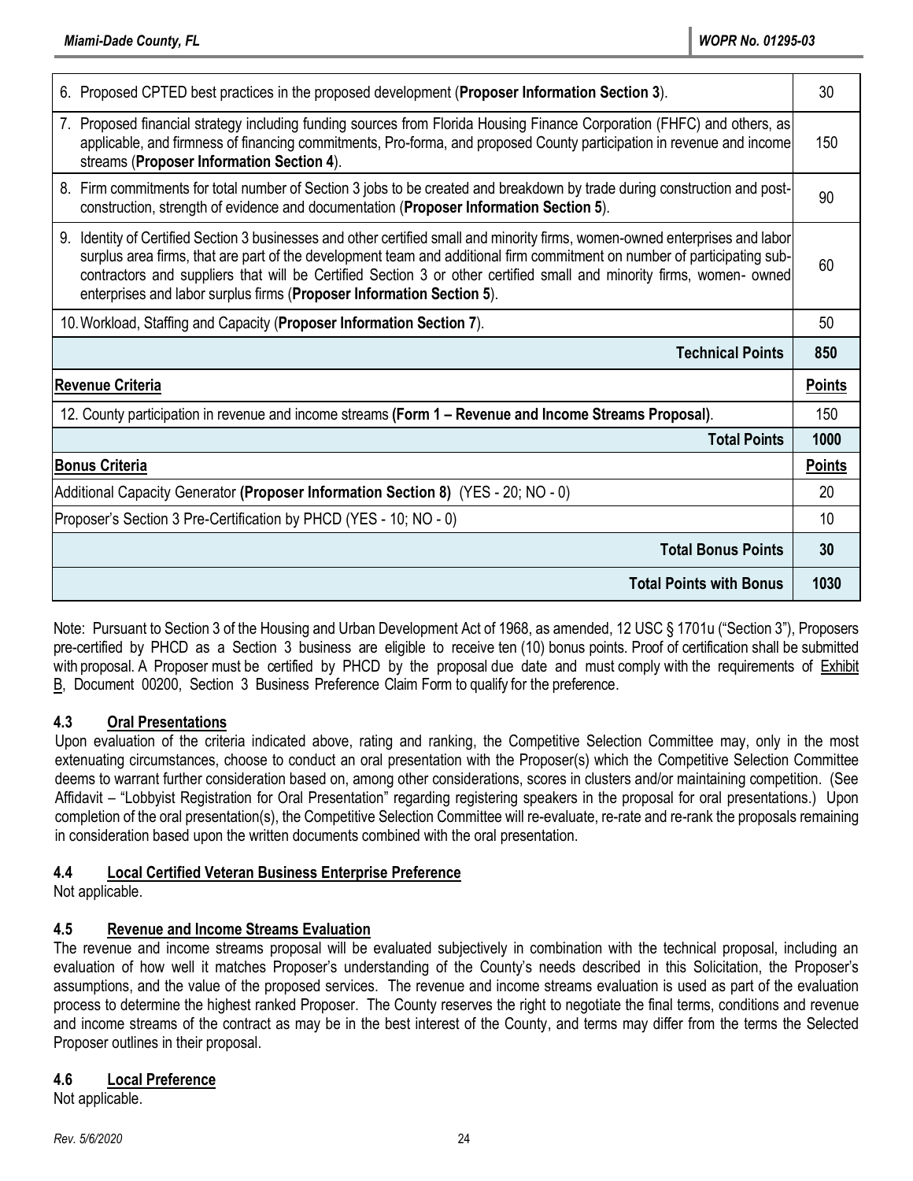| | |
|---|---|
| 6. Proposed CPTED best practices in the proposed development (**Proposer Information Section 3**). | 30 |
| 7. Proposed financial strategy including funding sources from Florida Housing Finance Corporation (FHFC) and others, as applicable, and firmness of financing commitments, Pro-forma, and proposed County participation in revenue and income streams (**Proposer Information Section 4**). | 150 |
| 8. Firm commitments for total number of Section 3 jobs to be created and breakdown by trade during construction and post-construction, strength of evidence and documentation (**Proposer Information Section 5**). | 90 |
| 9. Identity of Certified Section 3 businesses and other certified small and minority firms, women-owned enterprises and labor surplus area firms, that are part of the development team and additional firm commitment on number of participating sub-contractors and suppliers that will be Certified Section 3 or other certified small and minority firms, women- owned enterprises and labor surplus firms (**Proposer Information Section 5**). | 60 |
| 10. Workload, Staffing and Capacity (**Proposer Information Section 7**). | 50 |
| **Technical Points** | **850** |
| **Revenue Criteria** | **Points** |
| 12. County participation in revenue and income streams **(Form 1 – Revenue and Income Streams Proposal)**. | 150 |
| **Total Points** | **1000** |
| **Bonus Criteria** | **Points** |
| Additional Capacity Generator **(Proposer Information Section 8)** (YES - 20; NO - 0) | 20 |
| Proposer's Section 3 Pre-Certification by PHCD (YES - 10; NO - 0) | 10 |
| **Total Bonus Points** | **30** |
| **Total Points with Bonus** | **1030** |

Note: Pursuant to Section 3 of the Housing and Urban Development Act of 1968, as amended, 12 USC § 1701u ("Section 3"), Proposers pre-certified by PHCD as a Section 3 business are eligible to receive ten (10) bonus points. Proof of certification shall be submitted with proposal. A Proposer must be certified by PHCD by the proposal due date and must comply with the requirements of Exhibit B, Document 00200, Section 3 Business Preference Claim Form to qualify for the preference.

### 4.3 Oral Presentations

Upon evaluation of the criteria indicated above, rating and ranking, the Competitive Selection Committee may, only in the most extenuating circumstances, choose to conduct an oral presentation with the Proposer(s) which the Competitive Selection Committee deems to warrant further consideration based on, among other considerations, scores in clusters and/or maintaining competition. (See Affidavit – "Lobbyist Registration for Oral Presentation" regarding registering speakers in the proposal for oral presentations.) Upon completion of the oral presentation(s), the Competitive Selection Committee will re-evaluate, re-rate and re-rank the proposals remaining in consideration based upon the written documents combined with the oral presentation.

### 4.4 Local Certified Veteran Business Enterprise Preference

Not applicable.

### 4.5 Revenue and Income Streams Evaluation

The revenue and income streams proposal will be evaluated subjectively in combination with the technical proposal, including an evaluation of how well it matches Proposer's understanding of the County's needs described in this Solicitation, the Proposer's assumptions, and the value of the proposed services. The revenue and income streams evaluation is used as part of the evaluation process to determine the highest ranked Proposer. The County reserves the right to negotiate the final terms, conditions and revenue and income streams of the contract as may be in the best interest of the County, and terms may differ from the terms the Selected Proposer outlines in their proposal.

### 4.6 Local Preference

Not applicable.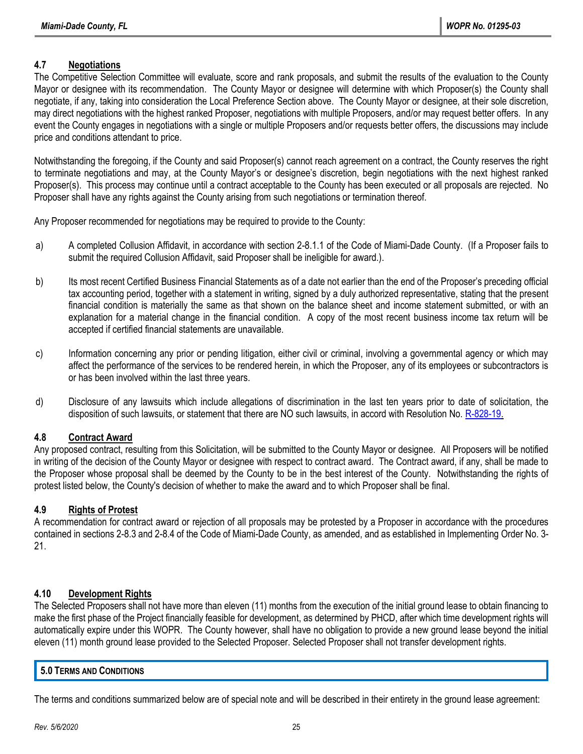### 4.7 Negotiations

The Competitive Selection Committee will evaluate, score and rank proposals, and submit the results of the evaluation to the County Mayor or designee with its recommendation. The County Mayor or designee will determine with which Proposer(s) the County shall negotiate, if any, taking into consideration the Local Preference Section above. The County Mayor or designee, at their sole discretion, may direct negotiations with the highest ranked Proposer, negotiations with multiple Proposers, and/or may request better offers. In any event the County engages in negotiations with a single or multiple Proposers and/or requests better offers, the discussions may include price and conditions attendant to price.

Notwithstanding the foregoing, if the County and said Proposer(s) cannot reach agreement on a contract, the County reserves the right to terminate negotiations and may, at the County Mayor's or designee's discretion, begin negotiations with the next highest ranked Proposer(s). This process may continue until a contract acceptable to the County has been executed or all proposals are rejected. No Proposer shall have any rights against the County arising from such negotiations or termination thereof.

Any Proposer recommended for negotiations may be required to provide to the County:

a) A completed Collusion Affidavit, in accordance with section 2-8.1.1 of the Code of Miami-Dade County. (If a Proposer fails to submit the required Collusion Affidavit, said Proposer shall be ineligible for award.).

b) Its most recent Certified Business Financial Statements as of a date not earlier than the end of the Proposer's preceding official tax accounting period, together with a statement in writing, signed by a duly authorized representative, stating that the present financial condition is materially the same as that shown on the balance sheet and income statement submitted, or with an explanation for a material change in the financial condition. A copy of the most recent business income tax return will be accepted if certified financial statements are unavailable.

c) Information concerning any prior or pending litigation, either civil or criminal, involving a governmental agency or which may affect the performance of the services to be rendered herein, in which the Proposer, any of its employees or subcontractors is or has been involved within the last three years.

d) Disclosure of any lawsuits which include allegations of discrimination in the last ten years prior to date of solicitation, the disposition of such lawsuits, or statement that there are NO such lawsuits, in accord with Resolution No. R-828-19.

### 4.8 Contract Award

Any proposed contract, resulting from this Solicitation, will be submitted to the County Mayor or designee. All Proposers will be notified in writing of the decision of the County Mayor or designee with respect to contract award. The Contract award, if any, shall be made to the Proposer whose proposal shall be deemed by the County to be in the best interest of the County. Notwithstanding the rights of protest listed below, the County's decision of whether to make the award and to which Proposer shall be final.

### 4.9 Rights of Protest

A recommendation for contract award or rejection of all proposals may be protested by a Proposer in accordance with the procedures contained in sections 2-8.3 and 2-8.4 of the Code of Miami-Dade County, as amended, and as established in Implementing Order No. 3-21.

### 4.10 Development Rights

The Selected Proposers shall not have more than eleven (11) months from the execution of the initial ground lease to obtain financing to make the first phase of the Project financially feasible for development, as determined by PHCD, after which time development rights will automatically expire under this WOPR. The County however, shall have no obligation to provide a new ground lease beyond the initial eleven (11) month ground lease provided to the Selected Proposer. Selected Proposer shall not transfer development rights.

## 5.0 TERMS AND CONDITIONS

The terms and conditions summarized below are of special note and will be described in their entirety in the ground lease agreement: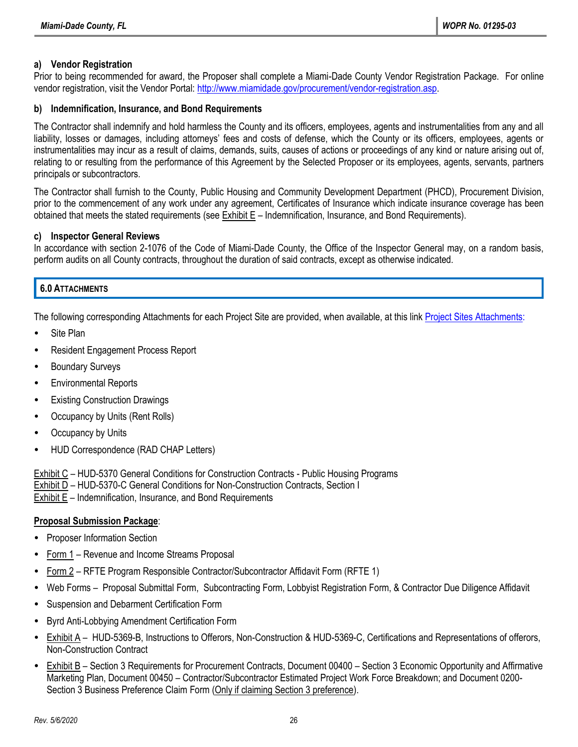#### a) Vendor Registration

Prior to being recommended for award, the Proposer shall complete a Miami-Dade County Vendor Registration Package. For online vendor registration, visit the Vendor Portal: http://www.miamidade.gov/procurement/vendor-registration.asp.

#### b) Indemnification, Insurance, and Bond Requirements

The Contractor shall indemnify and hold harmless the County and its officers, employees, agents and instrumentalities from any and all liability, losses or damages, including attorneys' fees and costs of defense, which the County or its officers, employees, agents or instrumentalities may incur as a result of claims, demands, suits, causes of actions or proceedings of any kind or nature arising out of, relating to or resulting from the performance of this Agreement by the Selected Proposer or its employees, agents, servants, partners principals or subcontractors.

The Contractor shall furnish to the County, Public Housing and Community Development Department (PHCD), Procurement Division, prior to the commencement of any work under any agreement, Certificates of Insurance which indicate insurance coverage has been obtained that meets the stated requirements (see Exhibit E – Indemnification, Insurance, and Bond Requirements).

#### c) Inspector General Reviews

In accordance with section 2-1076 of the Code of Miami-Dade County, the Office of the Inspector General may, on a random basis, perform audits on all County contracts, throughout the duration of said contracts, except as otherwise indicated.

## 6.0 ATTACHMENTS

The following corresponding Attachments for each Project Site are provided, when available, at this link Project Sites Attachments:

- Site Plan
- Resident Engagement Process Report
- Boundary Surveys
- Environmental Reports
- Existing Construction Drawings
- Occupancy by Units (Rent Rolls)
- Occupancy by Units
- HUD Correspondence (RAD CHAP Letters)

Exhibit C – HUD-5370 General Conditions for Construction Contracts - Public Housing Programs
Exhibit D – HUD-5370-C General Conditions for Non-Construction Contracts, Section I
Exhibit E – Indemnification, Insurance, and Bond Requirements

**Proposal Submission Package**:

- Proposer Information Section
- Form 1 – Revenue and Income Streams Proposal
- Form 2 – RFTE Program Responsible Contractor/Subcontractor Affidavit Form (RFTE 1)
- Web Forms – Proposal Submittal Form, Subcontracting Form, Lobbyist Registration Form, & Contractor Due Diligence Affidavit
- Suspension and Debarment Certification Form
- Byrd Anti-Lobbying Amendment Certification Form
- Exhibit A – HUD-5369-B, Instructions to Offerors, Non-Construction & HUD-5369-C, Certifications and Representations of offerors, Non-Construction Contract
- Exhibit B – Section 3 Requirements for Procurement Contracts, Document 00400 – Section 3 Economic Opportunity and Affirmative Marketing Plan, Document 00450 – Contractor/Subcontractor Estimated Project Work Force Breakdown; and Document 0200- Section 3 Business Preference Claim Form (Only if claiming Section 3 preference).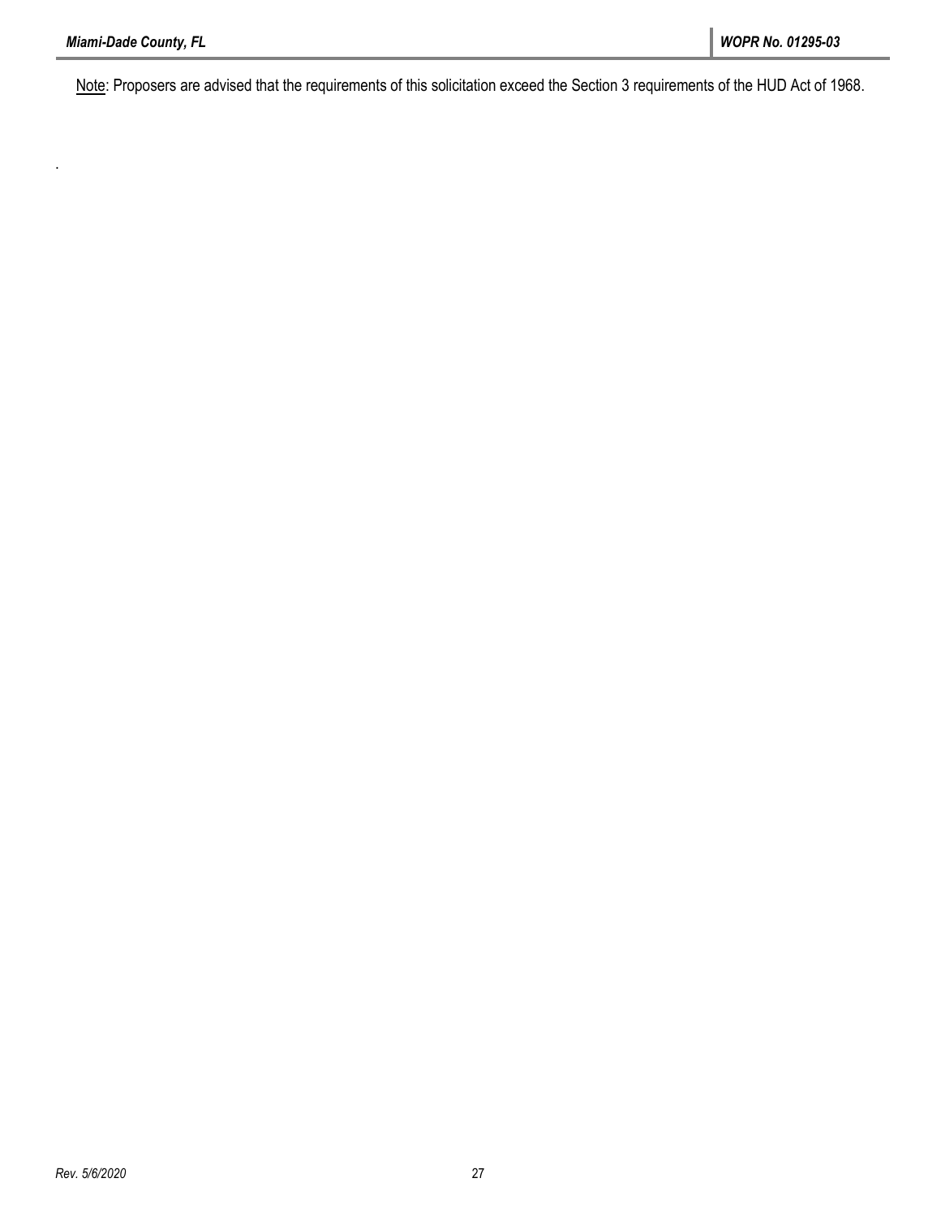Note: Proposers are advised that the requirements of this solicitation exceed the Section 3 requirements of the HUD Act of 1968.

.